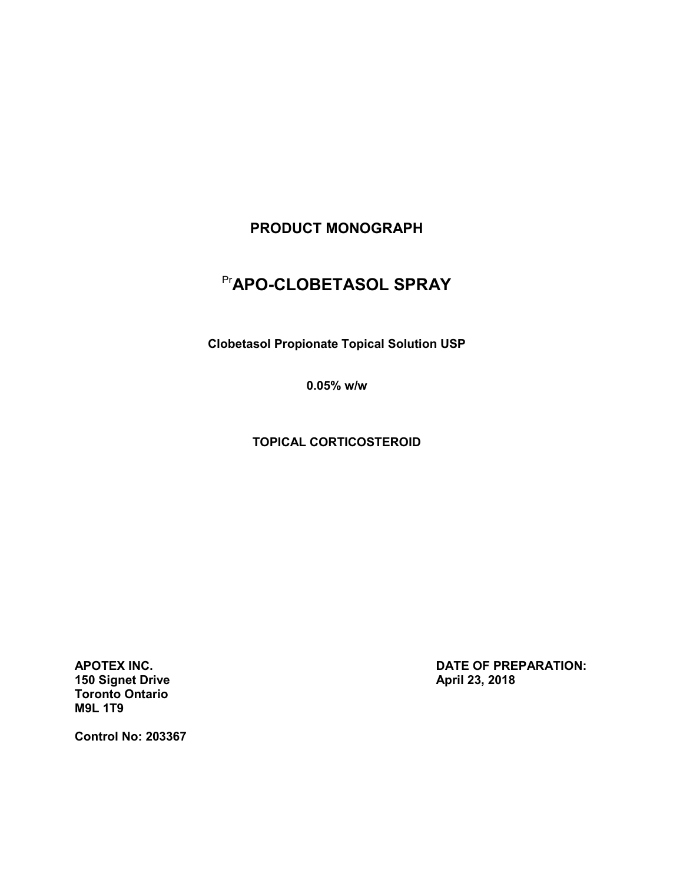# PRODUCT MONOGRAPH

# [Pr]APO-CLOBETASOL SPRAY

**Clobetasol Propionate Topical Solution USP**

**0.05% w/w**

**TOPICAL CORTICOSTEROID**

**APOTEX INC.**
**150 Signet Drive**
**Toronto Ontario**
**M9L 1T9**

**DATE OF PREPARATION:**
**April 23, 2018**

**Control No: 203367**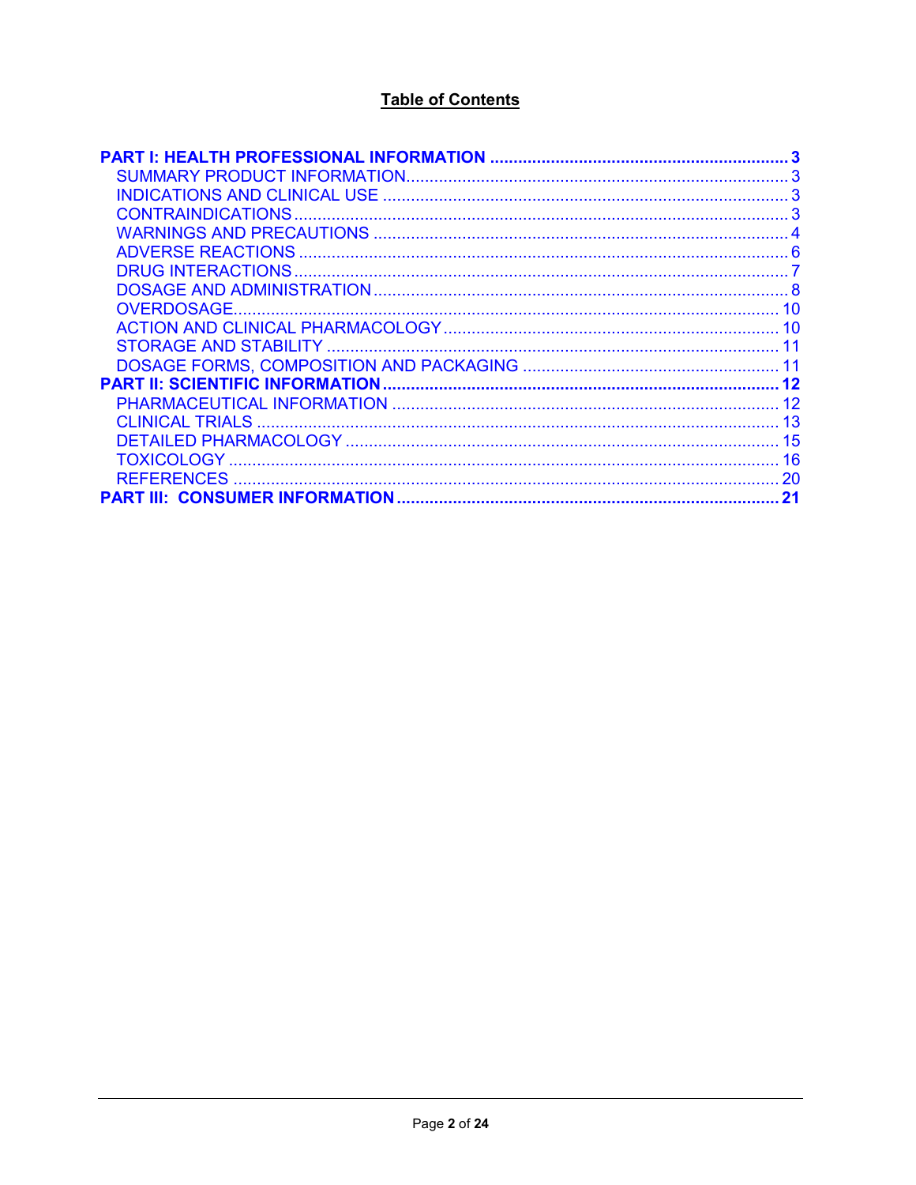# Table of Contents

**PART I: HEALTH PROFESSIONAL INFORMATION ............................................................... 3**

- SUMMARY PRODUCT INFORMATION................................................................................ 3
- INDICATIONS AND CLINICAL USE ...................................................................................... 3
- CONTRAINDICATIONS......................................................................................................... 3
- WARNINGS AND PRECAUTIONS ........................................................................................ 4
- ADVERSE REACTIONS ........................................................................................................ 6
- DRUG INTERACTIONS......................................................................................................... 7
- DOSAGE AND ADMINISTRATION........................................................................................ 8
- OVERDOSAGE.................................................................................................................... 10
- ACTION AND CLINICAL PHARMACOLOGY ....................................................................... 10
- STORAGE AND STABILITY ................................................................................................ 11
- DOSAGE FORMS, COMPOSITION AND PACKAGING ...................................................... 11

**PART II: SCIENTIFIC INFORMATION................................................................................... 12**

- PHARMACEUTICAL INFORMATION .................................................................................. 12
- CLINICAL TRIALS ............................................................................................................... 13
- DETAILED PHARMACOLOGY ............................................................................................ 15
- TOXICOLOGY ..................................................................................................................... 16
- REFERENCES .................................................................................................................... 20

**PART III: CONSUMER INFORMATION................................................................................ 21**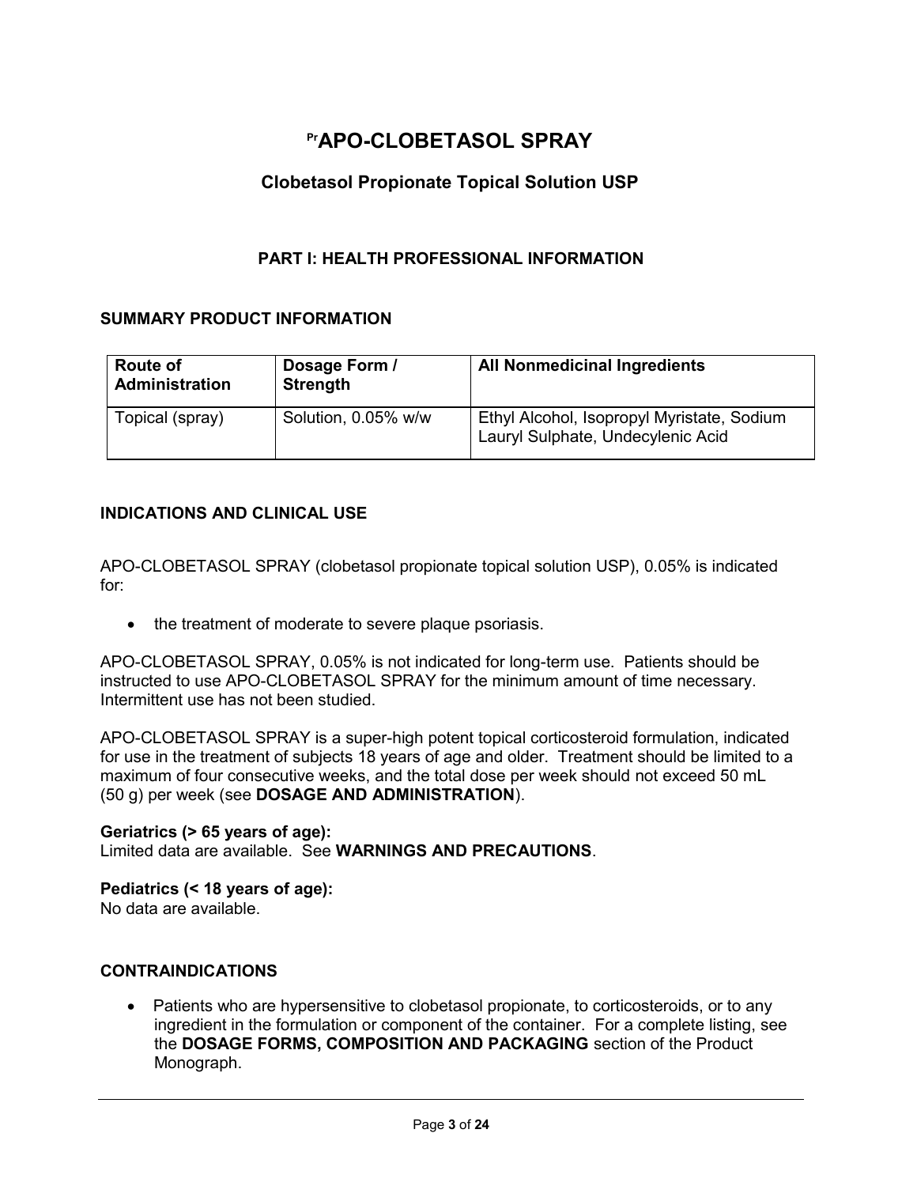# $^{Pr}$APO-CLOBETASOL SPRAY

## Clobetasol Propionate Topical Solution USP

### PART I: HEALTH PROFESSIONAL INFORMATION

### SUMMARY PRODUCT INFORMATION

| Route of Administration | Dosage Form / Strength | All Nonmedicinal Ingredients |
|---|---|---|
| Topical (spray) | Solution, 0.05% w/w | Ethyl Alcohol, Isopropyl Myristate, Sodium Lauryl Sulphate, Undecylenic Acid |

### INDICATIONS AND CLINICAL USE

APO-CLOBETASOL SPRAY (clobetasol propionate topical solution USP), 0.05% is indicated for:

- the treatment of moderate to severe plaque psoriasis.

APO-CLOBETASOL SPRAY, 0.05% is not indicated for long-term use. Patients should be instructed to use APO-CLOBETASOL SPRAY for the minimum amount of time necessary. Intermittent use has not been studied.

APO-CLOBETASOL SPRAY is a super-high potent topical corticosteroid formulation, indicated for use in the treatment of subjects 18 years of age and older. Treatment should be limited to a maximum of four consecutive weeks, and the total dose per week should not exceed 50 mL (50 g) per week (see **DOSAGE AND ADMINISTRATION**).

**Geriatrics (> 65 years of age):**
Limited data are available. See **WARNINGS AND PRECAUTIONS**.

**Pediatrics (< 18 years of age):**
No data are available.

### CONTRAINDICATIONS

- Patients who are hypersensitive to clobetasol propionate, to corticosteroids, or to any ingredient in the formulation or component of the container. For a complete listing, see the **DOSAGE FORMS, COMPOSITION AND PACKAGING** section of the Product Monograph.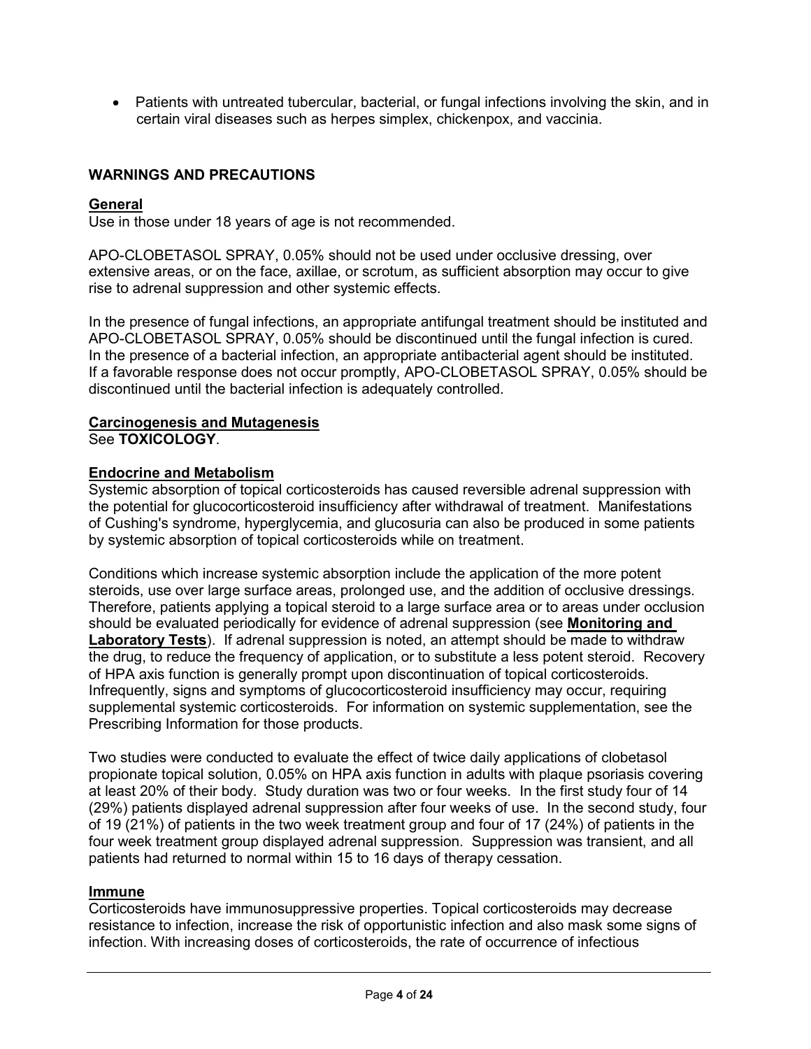- Patients with untreated tubercular, bacterial, or fungal infections involving the skin, and in certain viral diseases such as herpes simplex, chickenpox, and vaccinia.

## WARNINGS AND PRECAUTIONS

### General

Use in those under 18 years of age is not recommended.

APO-CLOBETASOL SPRAY, 0.05% should not be used under occlusive dressing, over extensive areas, or on the face, axillae, or scrotum, as sufficient absorption may occur to give rise to adrenal suppression and other systemic effects.

In the presence of fungal infections, an appropriate antifungal treatment should be instituted and APO-CLOBETASOL SPRAY, 0.05% should be discontinued until the fungal infection is cured. In the presence of a bacterial infection, an appropriate antibacterial agent should be instituted. If a favorable response does not occur promptly, APO-CLOBETASOL SPRAY, 0.05% should be discontinued until the bacterial infection is adequately controlled.

### Carcinogenesis and Mutagenesis

See **TOXICOLOGY**.

### Endocrine and Metabolism

Systemic absorption of topical corticosteroids has caused reversible adrenal suppression with the potential for glucocorticosteroid insufficiency after withdrawal of treatment. Manifestations of Cushing's syndrome, hyperglycemia, and glucosuria can also be produced in some patients by systemic absorption of topical corticosteroids while on treatment.

Conditions which increase systemic absorption include the application of the more potent steroids, use over large surface areas, prolonged use, and the addition of occlusive dressings. Therefore, patients applying a topical steroid to a large surface area or to areas under occlusion should be evaluated periodically for evidence of adrenal suppression (see **Monitoring and Laboratory Tests**). If adrenal suppression is noted, an attempt should be made to withdraw the drug, to reduce the frequency of application, or to substitute a less potent steroid. Recovery of HPA axis function is generally prompt upon discontinuation of topical corticosteroids. Infrequently, signs and symptoms of glucocorticosteroid insufficiency may occur, requiring supplemental systemic corticosteroids. For information on systemic supplementation, see the Prescribing Information for those products.

Two studies were conducted to evaluate the effect of twice daily applications of clobetasol propionate topical solution, 0.05% on HPA axis function in adults with plaque psoriasis covering at least 20% of their body. Study duration was two or four weeks. In the first study four of 14 (29%) patients displayed adrenal suppression after four weeks of use. In the second study, four of 19 (21%) of patients in the two week treatment group and four of 17 (24%) of patients in the four week treatment group displayed adrenal suppression. Suppression was transient, and all patients had returned to normal within 15 to 16 days of therapy cessation.

### Immune

Corticosteroids have immunosuppressive properties. Topical corticosteroids may decrease resistance to infection, increase the risk of opportunistic infection and also mask some signs of infection. With increasing doses of corticosteroids, the rate of occurrence of infectious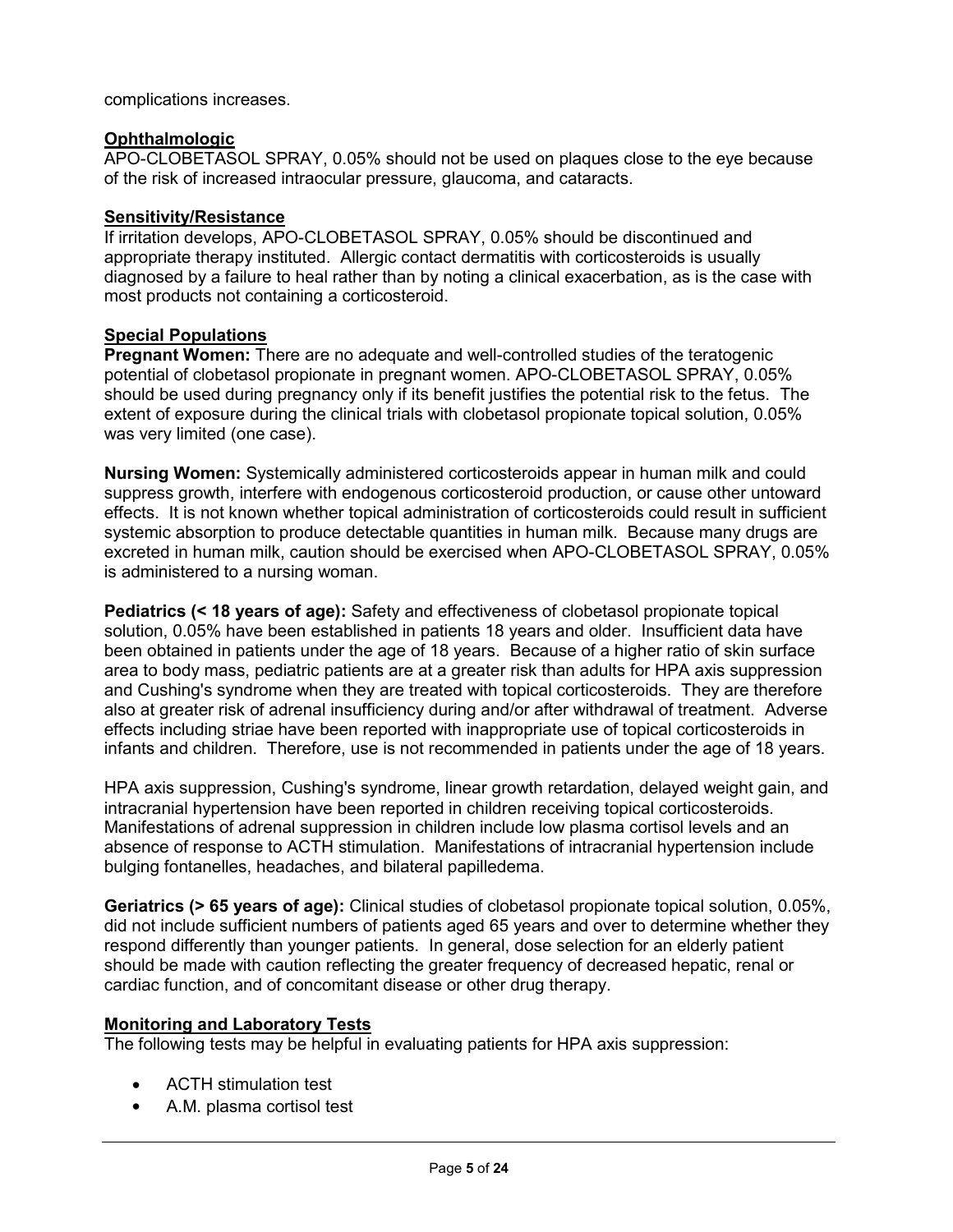complications increases.

## Ophthalmologic

APO-CLOBETASOL SPRAY, 0.05% should not be used on plaques close to the eye because of the risk of increased intraocular pressure, glaucoma, and cataracts.

## Sensitivity/Resistance

If irritation develops, APO-CLOBETASOL SPRAY, 0.05% should be discontinued and appropriate therapy instituted. Allergic contact dermatitis with corticosteroids is usually diagnosed by a failure to heal rather than by noting a clinical exacerbation, as is the case with most products not containing a corticosteroid.

## Special Populations

**Pregnant Women:** There are no adequate and well-controlled studies of the teratogenic potential of clobetasol propionate in pregnant women. APO-CLOBETASOL SPRAY, 0.05% should be used during pregnancy only if its benefit justifies the potential risk to the fetus. The extent of exposure during the clinical trials with clobetasol propionate topical solution, 0.05% was very limited (one case).

**Nursing Women:** Systemically administered corticosteroids appear in human milk and could suppress growth, interfere with endogenous corticosteroid production, or cause other untoward effects. It is not known whether topical administration of corticosteroids could result in sufficient systemic absorption to produce detectable quantities in human milk. Because many drugs are excreted in human milk, caution should be exercised when APO-CLOBETASOL SPRAY, 0.05% is administered to a nursing woman.

**Pediatrics (< 18 years of age):** Safety and effectiveness of clobetasol propionate topical solution, 0.05% have been established in patients 18 years and older. Insufficient data have been obtained in patients under the age of 18 years. Because of a higher ratio of skin surface area to body mass, pediatric patients are at a greater risk than adults for HPA axis suppression and Cushing's syndrome when they are treated with topical corticosteroids. They are therefore also at greater risk of adrenal insufficiency during and/or after withdrawal of treatment. Adverse effects including striae have been reported with inappropriate use of topical corticosteroids in infants and children. Therefore, use is not recommended in patients under the age of 18 years.

HPA axis suppression, Cushing's syndrome, linear growth retardation, delayed weight gain, and intracranial hypertension have been reported in children receiving topical corticosteroids. Manifestations of adrenal suppression in children include low plasma cortisol levels and an absence of response to ACTH stimulation. Manifestations of intracranial hypertension include bulging fontanelles, headaches, and bilateral papilledema.

**Geriatrics (> 65 years of age):** Clinical studies of clobetasol propionate topical solution, 0.05%, did not include sufficient numbers of patients aged 65 years and over to determine whether they respond differently than younger patients. In general, dose selection for an elderly patient should be made with caution reflecting the greater frequency of decreased hepatic, renal or cardiac function, and of concomitant disease or other drug therapy.

## Monitoring and Laboratory Tests

The following tests may be helpful in evaluating patients for HPA axis suppression:

- ACTH stimulation test
- A.M. plasma cortisol test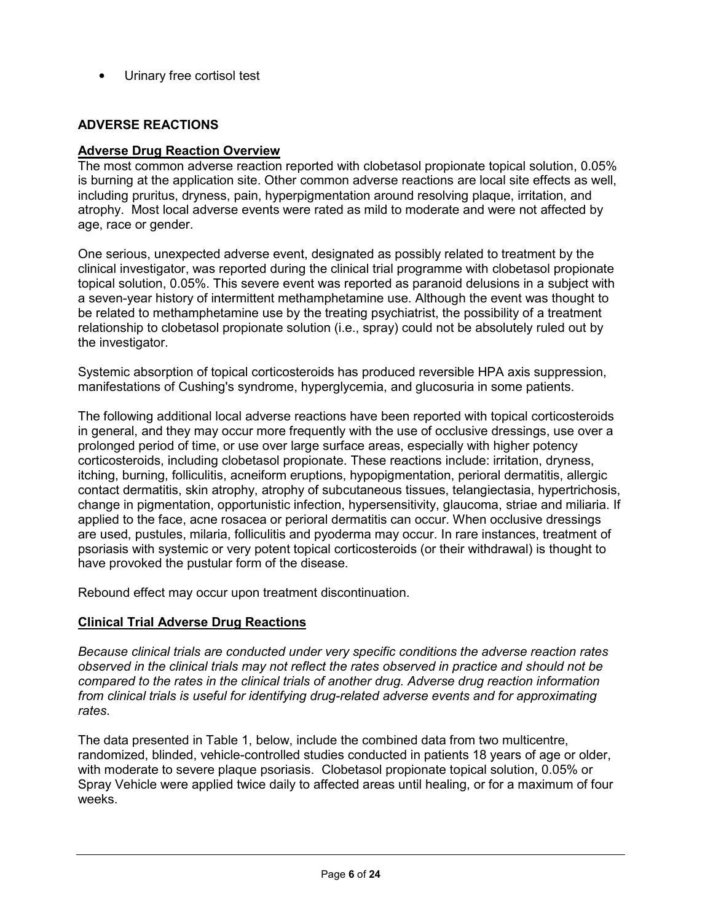- Urinary free cortisol test

## ADVERSE REACTIONS

### Adverse Drug Reaction Overview

The most common adverse reaction reported with clobetasol propionate topical solution, 0.05% is burning at the application site. Other common adverse reactions are local site effects as well, including pruritus, dryness, pain, hyperpigmentation around resolving plaque, irritation, and atrophy. Most local adverse events were rated as mild to moderate and were not affected by age, race or gender.

One serious, unexpected adverse event, designated as possibly related to treatment by the clinical investigator, was reported during the clinical trial programme with clobetasol propionate topical solution, 0.05%. This severe event was reported as paranoid delusions in a subject with a seven-year history of intermittent methamphetamine use. Although the event was thought to be related to methamphetamine use by the treating psychiatrist, the possibility of a treatment relationship to clobetasol propionate solution (i.e., spray) could not be absolutely ruled out by the investigator.

Systemic absorption of topical corticosteroids has produced reversible HPA axis suppression, manifestations of Cushing's syndrome, hyperglycemia, and glucosuria in some patients.

The following additional local adverse reactions have been reported with topical corticosteroids in general, and they may occur more frequently with the use of occlusive dressings, use over a prolonged period of time, or use over large surface areas, especially with higher potency corticosteroids, including clobetasol propionate. These reactions include: irritation, dryness, itching, burning, folliculitis, acneiform eruptions, hypopigmentation, perioral dermatitis, allergic contact dermatitis, skin atrophy, atrophy of subcutaneous tissues, telangiectasia, hypertrichosis, change in pigmentation, opportunistic infection, hypersensitivity, glaucoma, striae and miliaria. If applied to the face, acne rosacea or perioral dermatitis can occur. When occlusive dressings are used, pustules, milaria, folliculitis and pyoderma may occur. In rare instances, treatment of psoriasis with systemic or very potent topical corticosteroids (or their withdrawal) is thought to have provoked the pustular form of the disease.

Rebound effect may occur upon treatment discontinuation.

### Clinical Trial Adverse Drug Reactions

*Because clinical trials are conducted under very specific conditions the adverse reaction rates observed in the clinical trials may not reflect the rates observed in practice and should not be compared to the rates in the clinical trials of another drug. Adverse drug reaction information from clinical trials is useful for identifying drug-related adverse events and for approximating rates.*

The data presented in Table 1, below, include the combined data from two multicentre, randomized, blinded, vehicle-controlled studies conducted in patients 18 years of age or older, with moderate to severe plaque psoriasis. Clobetasol propionate topical solution, 0.05% or Spray Vehicle were applied twice daily to affected areas until healing, or for a maximum of four weeks.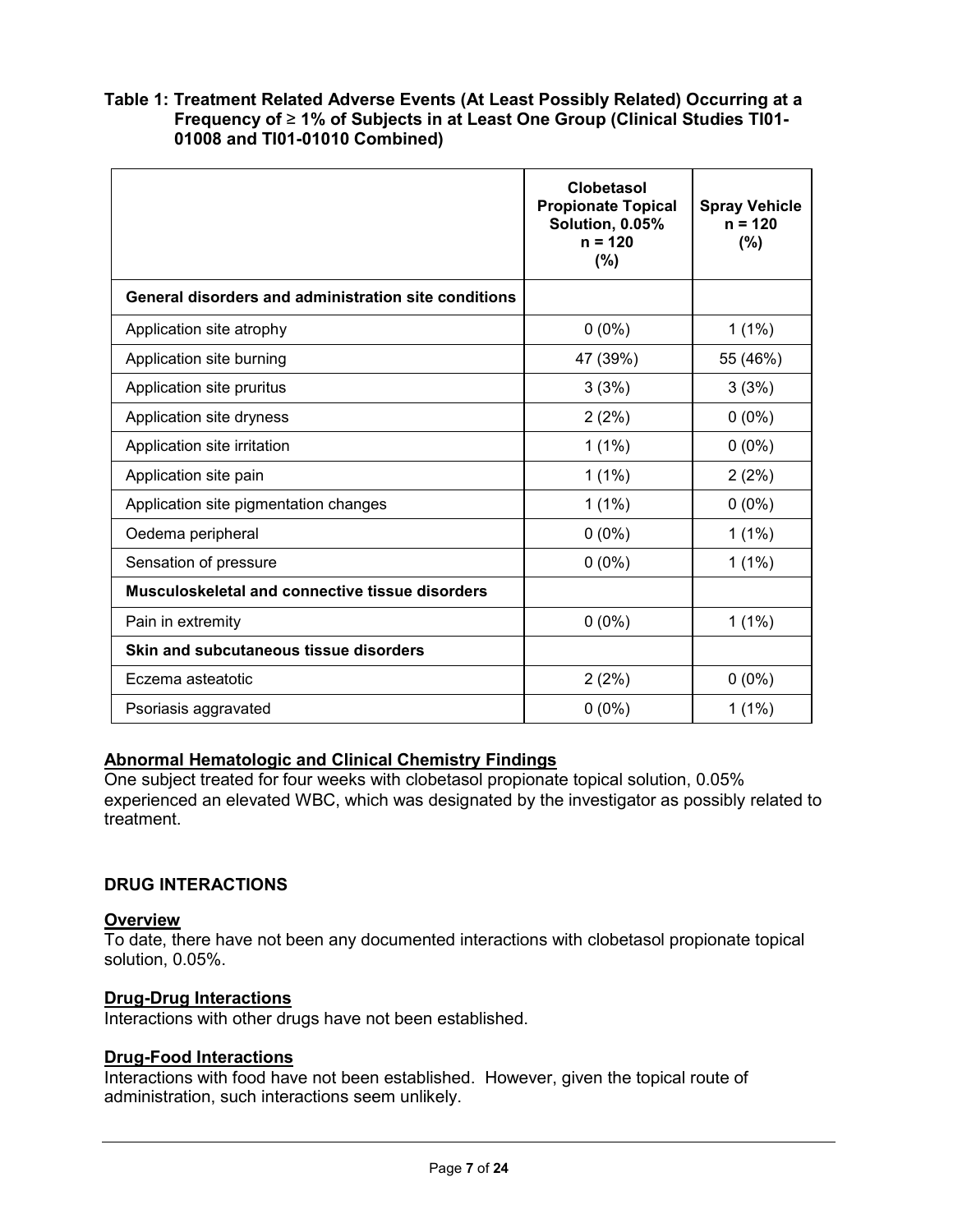**Table 1: Treatment Related Adverse Events (At Least Possibly Related) Occurring at a Frequency of ≥ 1% of Subjects in at Least One Group (Clinical Studies TI01-01008 and TI01-01010 Combined)**

| | Clobetasol Propionate Topical Solution, 0.05% n = 120 (%) | Spray Vehicle n = 120 (%) |
|---|---|---|
| **General disorders and administration site conditions** | | |
| Application site atrophy | 0 (0%) | 1 (1%) |
| Application site burning | 47 (39%) | 55 (46%) |
| Application site pruritus | 3 (3%) | 3 (3%) |
| Application site dryness | 2 (2%) | 0 (0%) |
| Application site irritation | 1 (1%) | 0 (0%) |
| Application site pain | 1 (1%) | 2 (2%) |
| Application site pigmentation changes | 1 (1%) | 0 (0%) |
| Oedema peripheral | 0 (0%) | 1 (1%) |
| Sensation of pressure | 0 (0%) | 1 (1%) |
| **Musculoskeletal and connective tissue disorders** | | |
| Pain in extremity | 0 (0%) | 1 (1%) |
| **Skin and subcutaneous tissue disorders** | | |
| Eczema asteatotic | 2 (2%) | 0 (0%) |
| Psoriasis aggravated | 0 (0%) | 1 (1%) |

**Abnormal Hematologic and Clinical Chemistry Findings**

One subject treated for four weeks with clobetasol propionate topical solution, 0.05% experienced an elevated WBC, which was designated by the investigator as possibly related to treatment.

## DRUG INTERACTIONS

**Overview**

To date, there have not been any documented interactions with clobetasol propionate topical solution, 0.05%.

**Drug-Drug Interactions**

Interactions with other drugs have not been established.

**Drug-Food Interactions**

Interactions with food have not been established. However, given the topical route of administration, such interactions seem unlikely.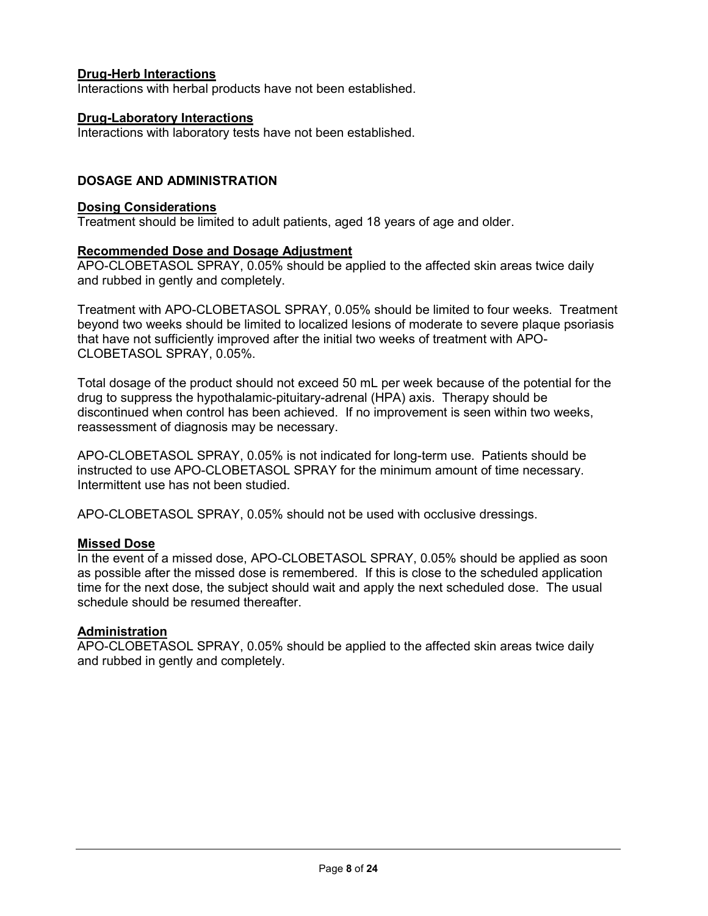### Drug-Herb Interactions

Interactions with herbal products have not been established.

### Drug-Laboratory Interactions

Interactions with laboratory tests have not been established.

## DOSAGE AND ADMINISTRATION

### Dosing Considerations

Treatment should be limited to adult patients, aged 18 years of age and older.

### Recommended Dose and Dosage Adjustment

APO-CLOBETASOL SPRAY, 0.05% should be applied to the affected skin areas twice daily and rubbed in gently and completely.

Treatment with APO-CLOBETASOL SPRAY, 0.05% should be limited to four weeks. Treatment beyond two weeks should be limited to localized lesions of moderate to severe plaque psoriasis that have not sufficiently improved after the initial two weeks of treatment with APO-CLOBETASOL SPRAY, 0.05%.

Total dosage of the product should not exceed 50 mL per week because of the potential for the drug to suppress the hypothalamic-pituitary-adrenal (HPA) axis. Therapy should be discontinued when control has been achieved. If no improvement is seen within two weeks, reassessment of diagnosis may be necessary.

APO-CLOBETASOL SPRAY, 0.05% is not indicated for long-term use. Patients should be instructed to use APO-CLOBETASOL SPRAY for the minimum amount of time necessary. Intermittent use has not been studied.

APO-CLOBETASOL SPRAY, 0.05% should not be used with occlusive dressings.

### Missed Dose

In the event of a missed dose, APO-CLOBETASOL SPRAY, 0.05% should be applied as soon as possible after the missed dose is remembered. If this is close to the scheduled application time for the next dose, the subject should wait and apply the next scheduled dose. The usual schedule should be resumed thereafter.

### Administration

APO-CLOBETASOL SPRAY, 0.05% should be applied to the affected skin areas twice daily and rubbed in gently and completely.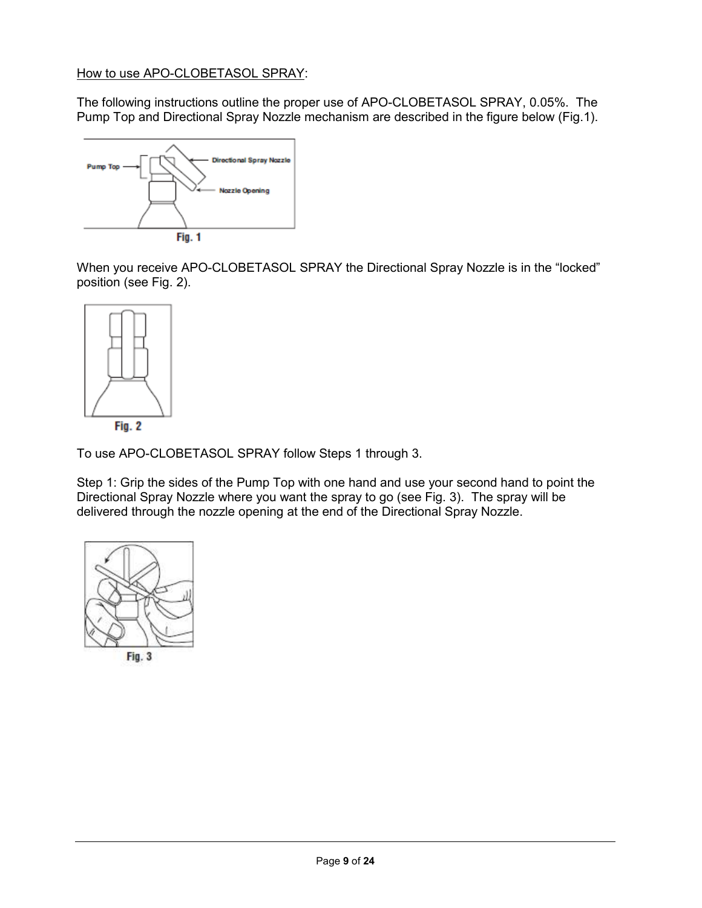How to use APO-CLOBETASOL SPRAY:

The following instructions outline the proper use of APO-CLOBETASOL SPRAY, 0.05%. The Pump Top and Directional Spray Nozzle mechanism are described in the figure below (Fig.1).

Fig. 1

When you receive APO-CLOBETASOL SPRAY the Directional Spray Nozzle is in the "locked" position (see Fig. 2).

Fig. 2

To use APO-CLOBETASOL SPRAY follow Steps 1 through 3.

Step 1: Grip the sides of the Pump Top with one hand and use your second hand to point the Directional Spray Nozzle where you want the spray to go (see Fig. 3). The spray will be delivered through the nozzle opening at the end of the Directional Spray Nozzle.

Fig. 3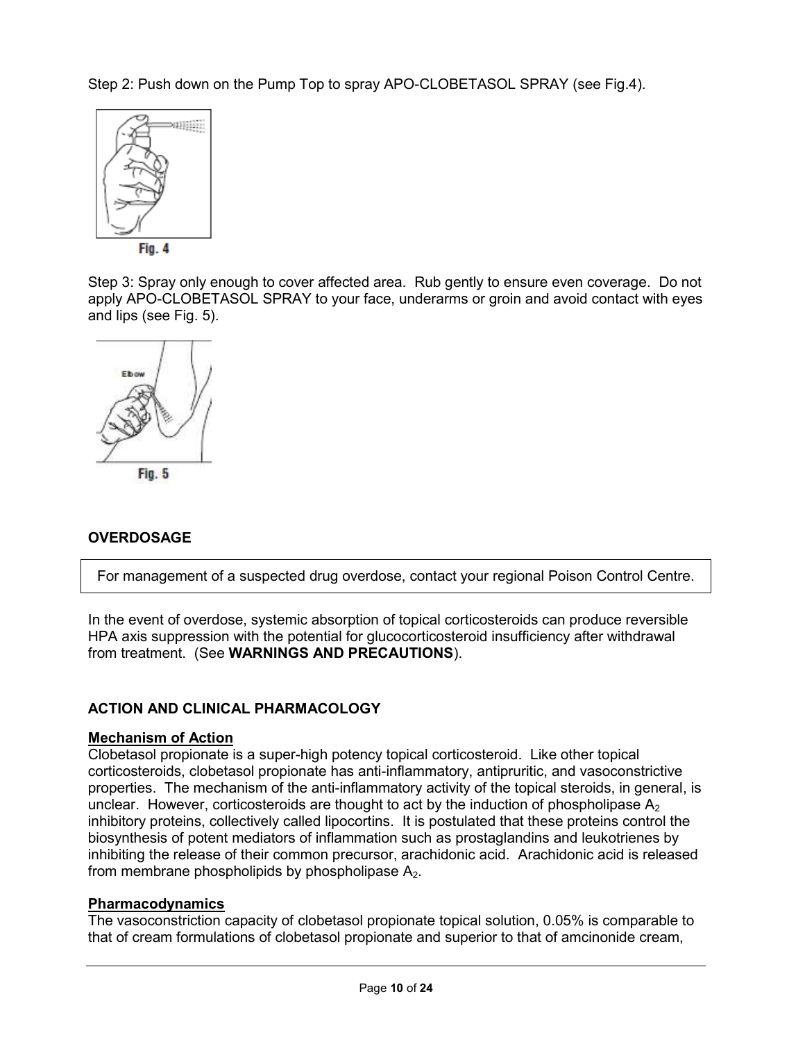Step 2: Push down on the Pump Top to spray APO-CLOBETASOL SPRAY (see Fig.4).

Fig. 4

Step 3: Spray only enough to cover affected area. Rub gently to ensure even coverage. Do not apply APO-CLOBETASOL SPRAY to your face, underarms or groin and avoid contact with eyes and lips (see Fig. 5).

Fig. 5

## OVERDOSAGE

For management of a suspected drug overdose, contact your regional Poison Control Centre.

In the event of overdose, systemic absorption of topical corticosteroids can produce reversible HPA axis suppression with the potential for glucocorticosteroid insufficiency after withdrawal from treatment. (See **WARNINGS AND PRECAUTIONS**).

## ACTION AND CLINICAL PHARMACOLOGY

### Mechanism of Action

Clobetasol propionate is a super-high potency topical corticosteroid. Like other topical corticosteroids, clobetasol propionate has anti-inflammatory, antipruritic, and vasoconstrictive properties. The mechanism of the anti-inflammatory activity of the topical steroids, in general, is unclear. However, corticosteroids are thought to act by the induction of phospholipase $A_2$ inhibitory proteins, collectively called lipocortins. It is postulated that these proteins control the biosynthesis of potent mediators of inflammation such as prostaglandins and leukotrienes by inhibiting the release of their common precursor, arachidonic acid. Arachidonic acid is released from membrane phospholipids by phospholipase $A_2$.

### Pharmacodynamics

The vasoconstriction capacity of clobetasol propionate topical solution, 0.05% is comparable to that of cream formulations of clobetasol propionate and superior to that of amcinonide cream,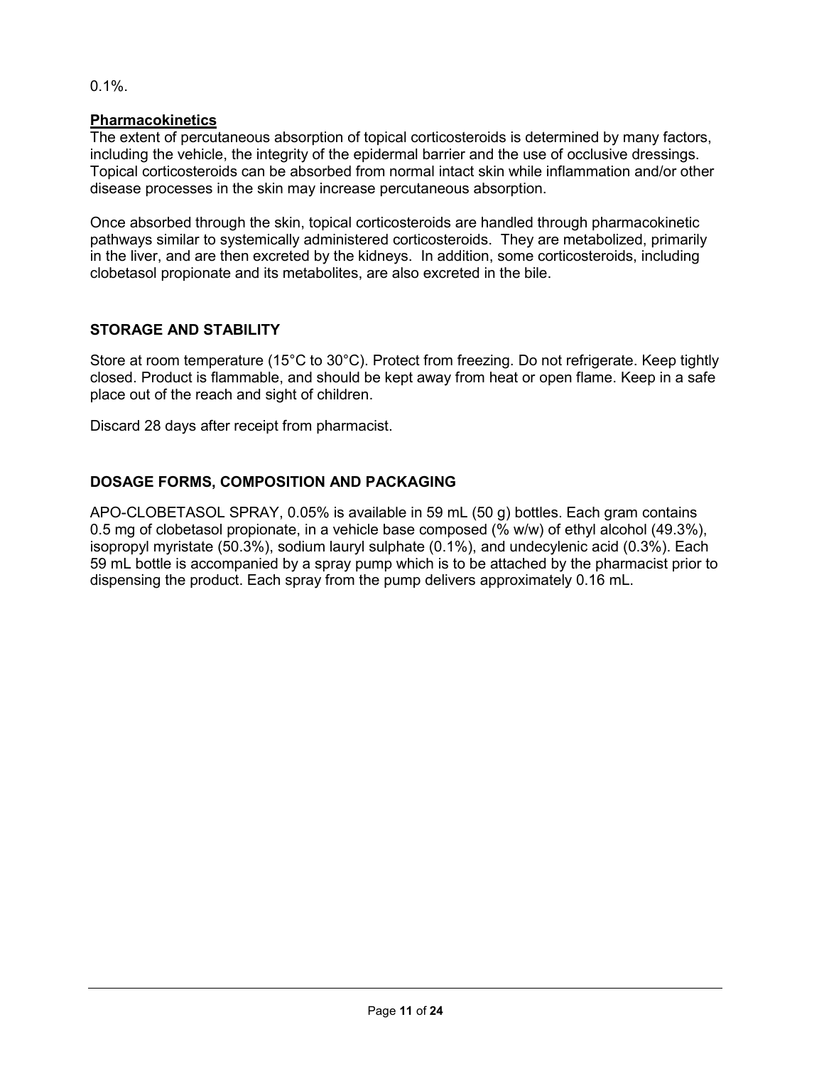0.1%.

**Pharmacokinetics**

The extent of percutaneous absorption of topical corticosteroids is determined by many factors, including the vehicle, the integrity of the epidermal barrier and the use of occlusive dressings. Topical corticosteroids can be absorbed from normal intact skin while inflammation and/or other disease processes in the skin may increase percutaneous absorption.

Once absorbed through the skin, topical corticosteroids are handled through pharmacokinetic pathways similar to systemically administered corticosteroids. They are metabolized, primarily in the liver, and are then excreted by the kidneys. In addition, some corticosteroids, including clobetasol propionate and its metabolites, are also excreted in the bile.

## STORAGE AND STABILITY

Store at room temperature (15°C to 30°C). Protect from freezing. Do not refrigerate. Keep tightly closed. Product is flammable, and should be kept away from heat or open flame. Keep in a safe place out of the reach and sight of children.

Discard 28 days after receipt from pharmacist.

## DOSAGE FORMS, COMPOSITION AND PACKAGING

APO-CLOBETASOL SPRAY, 0.05% is available in 59 mL (50 g) bottles. Each gram contains 0.5 mg of clobetasol propionate, in a vehicle base composed (% w/w) of ethyl alcohol (49.3%), isopropyl myristate (50.3%), sodium lauryl sulphate (0.1%), and undecylenic acid (0.3%). Each 59 mL bottle is accompanied by a spray pump which is to be attached by the pharmacist prior to dispensing the product. Each spray from the pump delivers approximately 0.16 mL.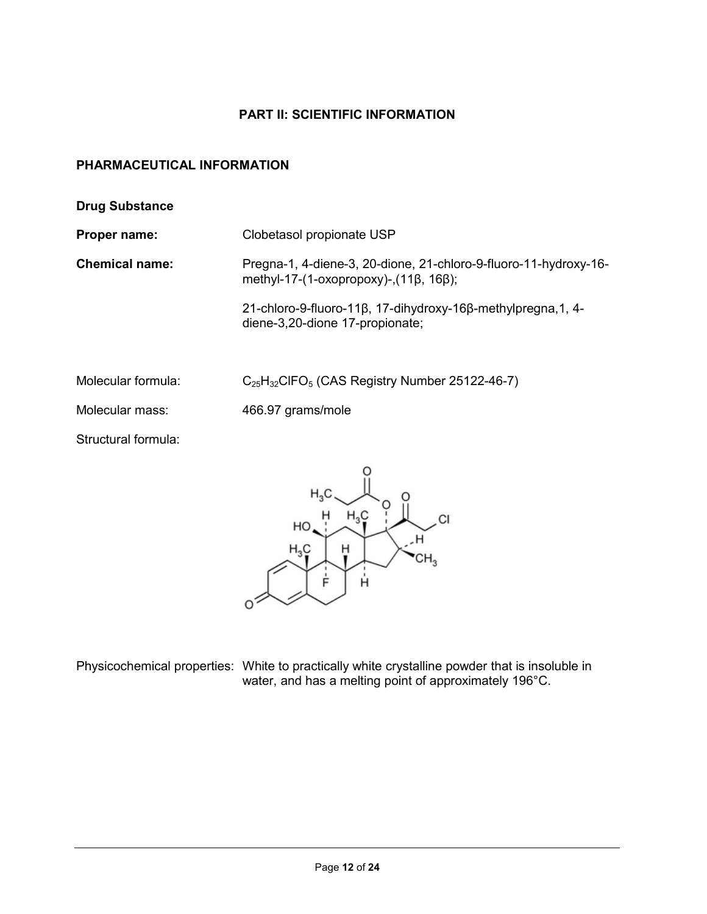## PART II: SCIENTIFIC INFORMATION

### PHARMACEUTICAL INFORMATION

**Drug Substance**

**Proper name:** Clobetasol propionate USP

**Chemical name:** Pregna-1, 4-diene-3, 20-dione, 21-chloro-9-fluoro-11-hydroxy-16-methyl-17-(1-oxopropoxy)-,(11β, 16β);

21-chloro-9-fluoro-11β, 17-dihydroxy-16β-methylpregna,1, 4-diene-3,20-dione 17-propionate;

Molecular formula: $C_{25}H_{32}ClFO_5$ (CAS Registry Number 25122-46-7)

Molecular mass: 466.97 grams/mole

Structural formula:

Physicochemical properties: White to practically white crystalline powder that is insoluble in water, and has a melting point of approximately 196°C.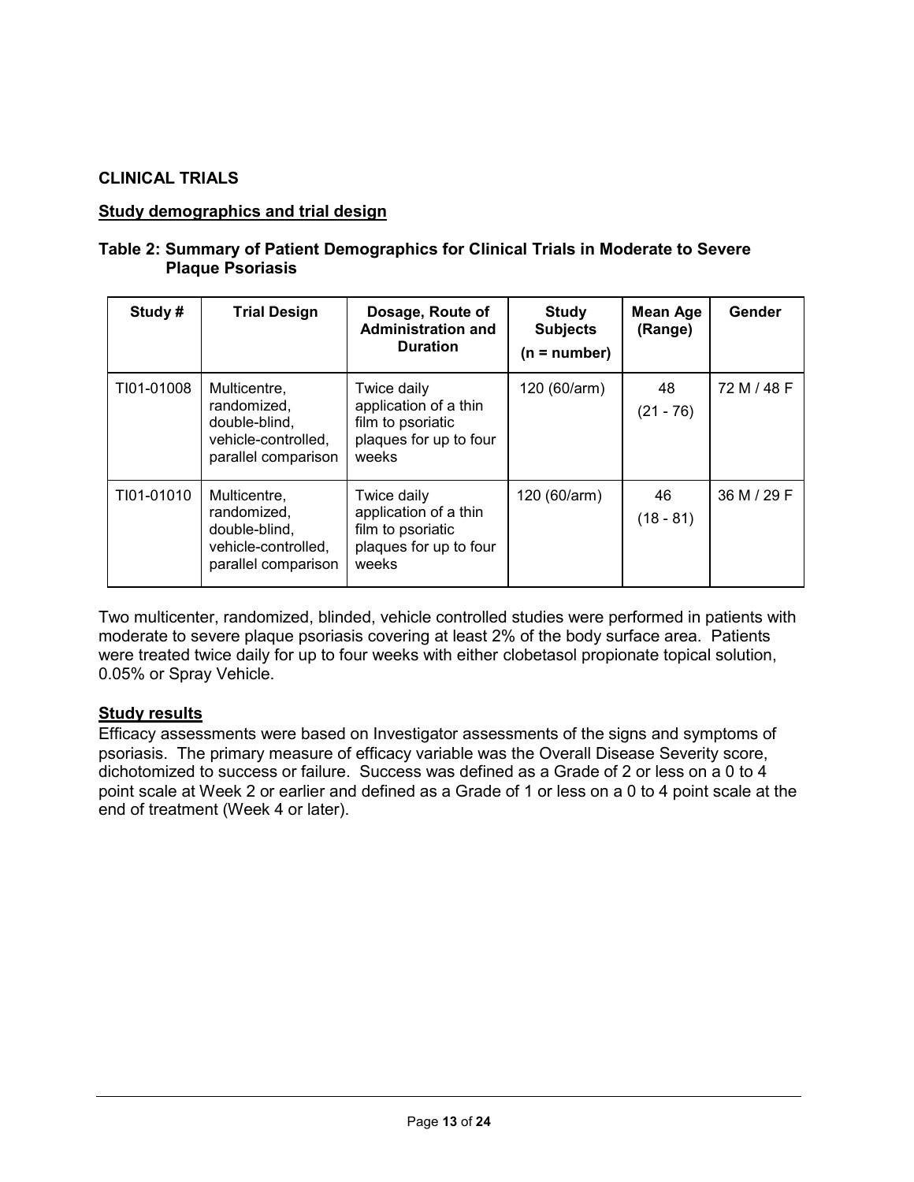## CLINICAL TRIALS

### Study demographics and trial design

**Table 2: Summary of Patient Demographics for Clinical Trials in Moderate to Severe Plaque Psoriasis**

| Study # | Trial Design | Dosage, Route of Administration and Duration | Study Subjects (n = number) | Mean Age (Range) | Gender |
|---|---|---|---|---|---|
| TI01-01008 | Multicentre, randomized, double-blind, vehicle-controlled, parallel comparison | Twice daily application of a thin film to psoriatic plaques for up to four weeks | 120 (60/arm) | 48 (21 - 76) | 72 M / 48 F |
| TI01-01010 | Multicentre, randomized, double-blind, vehicle-controlled, parallel comparison | Twice daily application of a thin film to psoriatic plaques for up to four weeks | 120 (60/arm) | 46 (18 - 81) | 36 M / 29 F |

Two multicenter, randomized, blinded, vehicle controlled studies were performed in patients with moderate to severe plaque psoriasis covering at least 2% of the body surface area. Patients were treated twice daily for up to four weeks with either clobetasol propionate topical solution, 0.05% or Spray Vehicle.

### Study results

Efficacy assessments were based on Investigator assessments of the signs and symptoms of psoriasis. The primary measure of efficacy variable was the Overall Disease Severity score, dichotomized to success or failure. Success was defined as a Grade of 2 or less on a 0 to 4 point scale at Week 2 or earlier and defined as a Grade of 1 or less on a 0 to 4 point scale at the end of treatment (Week 4 or later).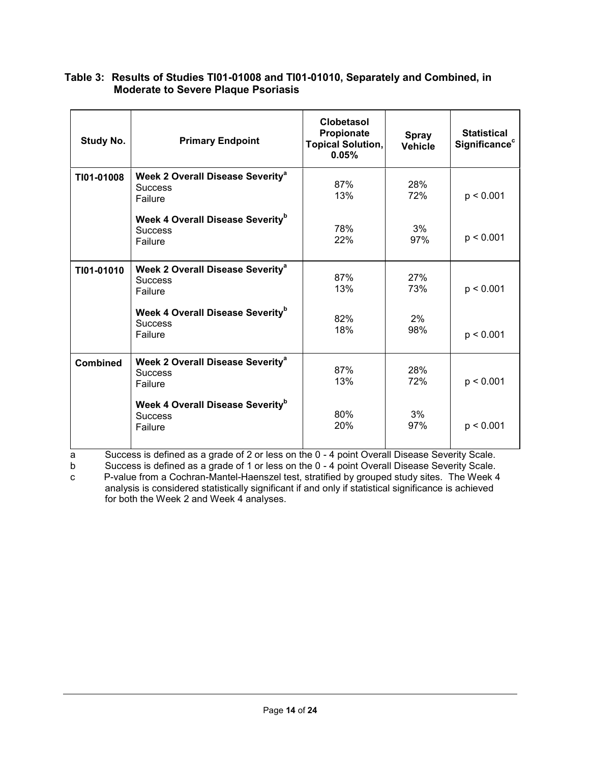**Table 3: Results of Studies TI01-01008 and TI01-01010, Separately and Combined, in Moderate to Severe Plaque Psoriasis**

| Study No. | Primary Endpoint | Clobetasol Propionate Topical Solution, 0.05% | Spray Vehicle | Statistical Significance[c] |
|---|---|---|---|---|
| TI01-01008 | **Week 2 Overall Disease Severity[a]** | | | |
| | Success | 87% | 28% | |
| | Failure | 13% | 72% | $p < 0.001$ |
| | **Week 4 Overall Disease Severity[b]** | | | |
| | Success | 78% | 3% | |
| | Failure | 22% | 97% | $p < 0.001$ |
| TI01-01010 | **Week 2 Overall Disease Severity[a]** | | | |
| | Success | 87% | 27% | |
| | Failure | 13% | 73% | $p < 0.001$ |
| | **Week 4 Overall Disease Severity[b]** | | | |
| | Success | 82% | 2% | |
| | Failure | 18% | 98% | $p < 0.001$ |
| **Combined** | **Week 2 Overall Disease Severity[a]** | | | |
| | Success | 87% | 28% | |
| | Failure | 13% | 72% | $p < 0.001$ |
| | **Week 4 Overall Disease Severity[b]** | | | |
| | Success | 80% | 3% | |
| | Failure | 20% | 97% | $p < 0.001$ |

a Success is defined as a grade of 2 or less on the 0 - 4 point Overall Disease Severity Scale.

b Success is defined as a grade of 1 or less on the 0 - 4 point Overall Disease Severity Scale.

c P-value from a Cochran-Mantel-Haenszel test, stratified by grouped study sites. The Week 4 analysis is considered statistically significant if and only if statistical significance is achieved for both the Week 2 and Week 4 analyses.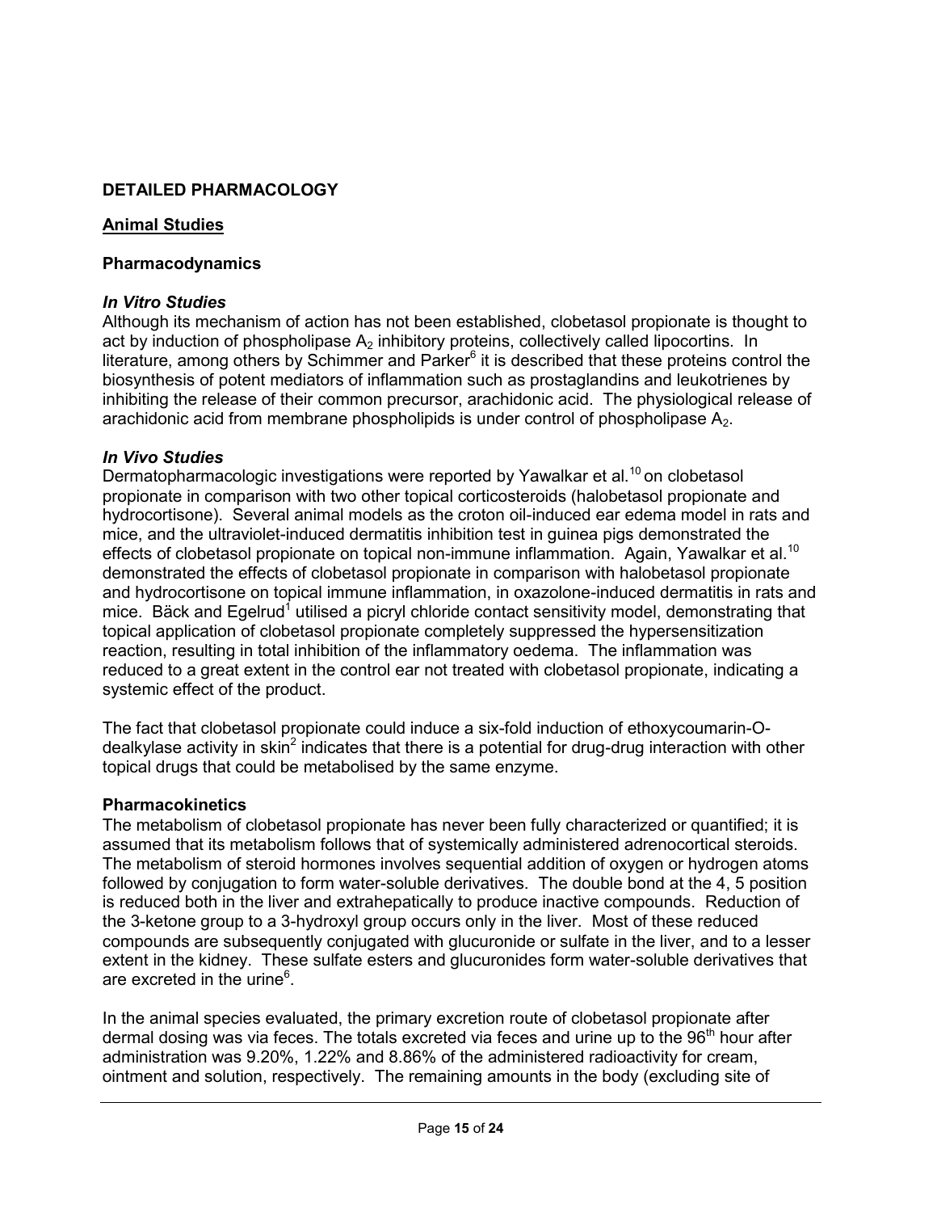## DETAILED PHARMACOLOGY

### Animal Studies

#### Pharmacodynamics

***In Vitro Studies***

Although its mechanism of action has not been established, clobetasol propionate is thought to act by induction of phospholipase $A_2$ inhibitory proteins, collectively called lipocortins. In literature, among others by Schimmer and Parker[6] it is described that these proteins control the biosynthesis of potent mediators of inflammation such as prostaglandins and leukotrienes by inhibiting the release of their common precursor, arachidonic acid. The physiological release of arachidonic acid from membrane phospholipids is under control of phospholipase $A_2$.

***In Vivo Studies***

Dermatopharmacologic investigations were reported by Yawalkar et al.[10] on clobetasol propionate in comparison with two other topical corticosteroids (halobetasol propionate and hydrocortisone). Several animal models as the croton oil-induced ear edema model in rats and mice, and the ultraviolet-induced dermatitis inhibition test in guinea pigs demonstrated the effects of clobetasol propionate on topical non-immune inflammation. Again, Yawalkar et al.[10] demonstrated the effects of clobetasol propionate in comparison with halobetasol propionate and hydrocortisone on topical immune inflammation, in oxazolone-induced dermatitis in rats and mice. Bäck and Egelrud[1] utilised a picryl chloride contact sensitivity model, demonstrating that topical application of clobetasol propionate completely suppressed the hypersensitization reaction, resulting in total inhibition of the inflammatory oedema. The inflammation was reduced to a great extent in the control ear not treated with clobetasol propionate, indicating a systemic effect of the product.

The fact that clobetasol propionate could induce a six-fold induction of ethoxycoumarin-O-dealkylase activity in skin[2] indicates that there is a potential for drug-drug interaction with other topical drugs that could be metabolised by the same enzyme.

#### Pharmacokinetics

The metabolism of clobetasol propionate has never been fully characterized or quantified; it is assumed that its metabolism follows that of systemically administered adrenocortical steroids. The metabolism of steroid hormones involves sequential addition of oxygen or hydrogen atoms followed by conjugation to form water-soluble derivatives. The double bond at the 4, 5 position is reduced both in the liver and extrahepatically to produce inactive compounds. Reduction of the 3-ketone group to a 3-hydroxyl group occurs only in the liver. Most of these reduced compounds are subsequently conjugated with glucuronide or sulfate in the liver, and to a lesser extent in the kidney. These sulfate esters and glucuronides form water-soluble derivatives that are excreted in the urine[6].

In the animal species evaluated, the primary excretion route of clobetasol propionate after dermal dosing was via feces. The totals excreted via feces and urine up to the 96th hour after administration was 9.20%, 1.22% and 8.86% of the administered radioactivity for cream, ointment and solution, respectively. The remaining amounts in the body (excluding site of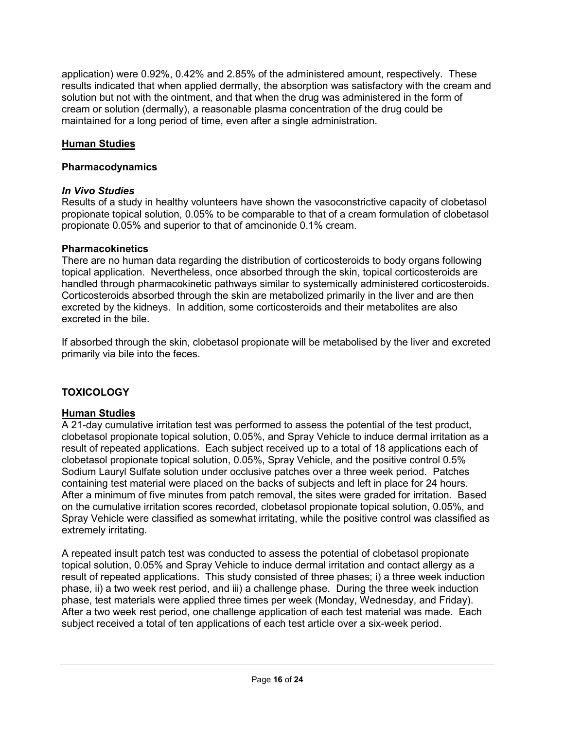application) were 0.92%, 0.42% and 2.85% of the administered amount, respectively. These results indicated that when applied dermally, the absorption was satisfactory with the cream and solution but not with the ointment, and that when the drug was administered in the form of cream or solution (dermally), a reasonable plasma concentration of the drug could be maintained for a long period of time, even after a single administration.

## Human Studies

### Pharmacodynamics

#### *In Vivo Studies*

Results of a study in healthy volunteers have shown the vasoconstrictive capacity of clobetasol propionate topical solution, 0.05% to be comparable to that of a cream formulation of clobetasol propionate 0.05% and superior to that of amcinonide 0.1% cream.

### Pharmacokinetics

There are no human data regarding the distribution of corticosteroids to body organs following topical application. Nevertheless, once absorbed through the skin, topical corticosteroids are handled through pharmacokinetic pathways similar to systemically administered corticosteroids. Corticosteroids absorbed through the skin are metabolized primarily in the liver and are then excreted by the kidneys. In addition, some corticosteroids and their metabolites are also excreted in the bile.

If absorbed through the skin, clobetasol propionate will be metabolised by the liver and excreted primarily via bile into the feces.

# TOXICOLOGY

## Human Studies

A 21-day cumulative irritation test was performed to assess the potential of the test product, clobetasol propionate topical solution, 0.05%, and Spray Vehicle to induce dermal irritation as a result of repeated applications. Each subject received up to a total of 18 applications each of clobetasol propionate topical solution, 0.05%, Spray Vehicle, and the positive control 0.5% Sodium Lauryl Sulfate solution under occlusive patches over a three week period. Patches containing test material were placed on the backs of subjects and left in place for 24 hours. After a minimum of five minutes from patch removal, the sites were graded for irritation. Based on the cumulative irritation scores recorded, clobetasol propionate topical solution, 0.05%, and Spray Vehicle were classified as somewhat irritating, while the positive control was classified as extremely irritating.

A repeated insult patch test was conducted to assess the potential of clobetasol propionate topical solution, 0.05% and Spray Vehicle to induce dermal irritation and contact allergy as a result of repeated applications. This study consisted of three phases; i) a three week induction phase, ii) a two week rest period, and iii) a challenge phase. During the three week induction phase, test materials were applied three times per week (Monday, Wednesday, and Friday). After a two week rest period, one challenge application of each test material was made. Each subject received a total of ten applications of each test article over a six-week period.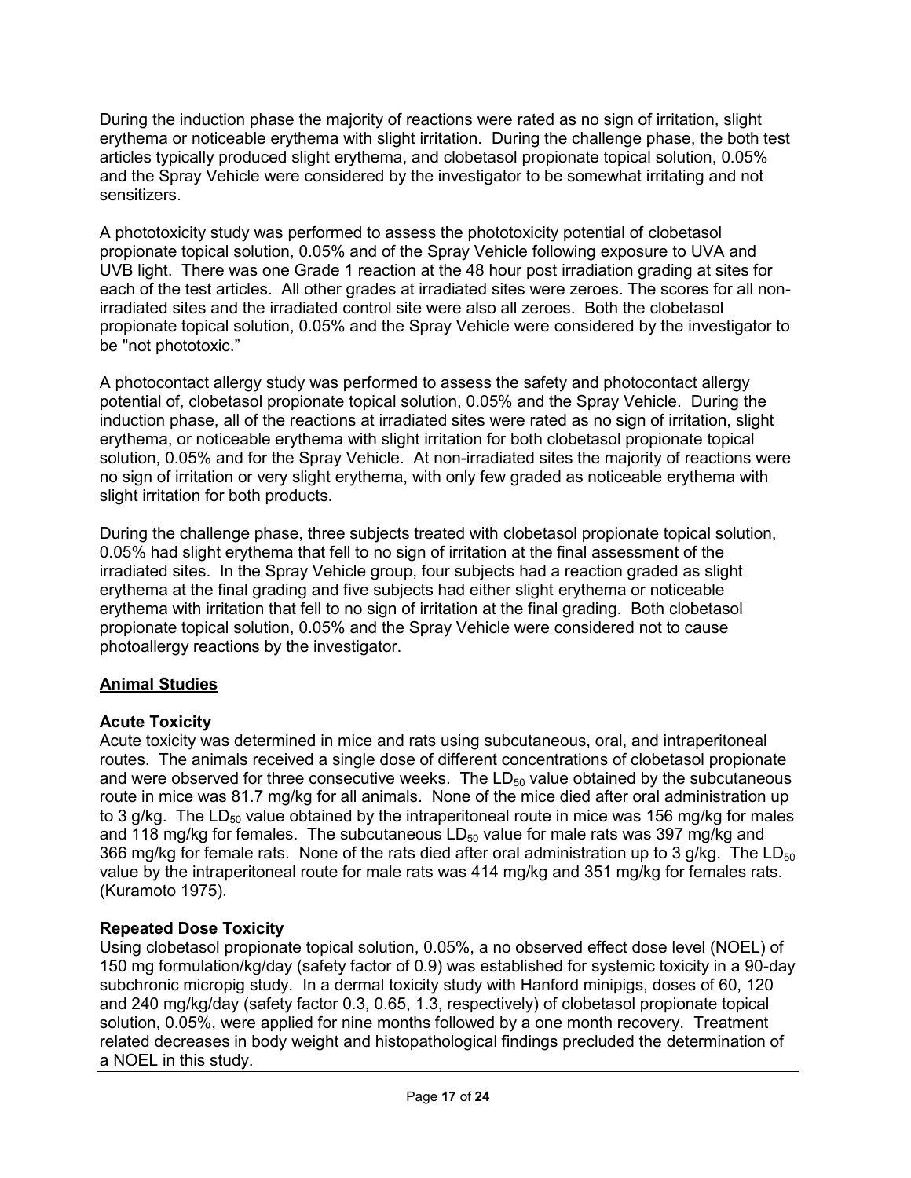During the induction phase the majority of reactions were rated as no sign of irritation, slight erythema or noticeable erythema with slight irritation. During the challenge phase, the both test articles typically produced slight erythema, and clobetasol propionate topical solution, 0.05% and the Spray Vehicle were considered by the investigator to be somewhat irritating and not sensitizers.

A phototoxicity study was performed to assess the phototoxicity potential of clobetasol propionate topical solution, 0.05% and of the Spray Vehicle following exposure to UVA and UVB light. There was one Grade 1 reaction at the 48 hour post irradiation grading at sites for each of the test articles. All other grades at irradiated sites were zeroes. The scores for all non-irradiated sites and the irradiated control site were also all zeroes. Both the clobetasol propionate topical solution, 0.05% and the Spray Vehicle were considered by the investigator to be "not phototoxic."

A photocontact allergy study was performed to assess the safety and photocontact allergy potential of, clobetasol propionate topical solution, 0.05% and the Spray Vehicle. During the induction phase, all of the reactions at irradiated sites were rated as no sign of irritation, slight erythema, or noticeable erythema with slight irritation for both clobetasol propionate topical solution, 0.05% and for the Spray Vehicle. At non-irradiated sites the majority of reactions were no sign of irritation or very slight erythema, with only few graded as noticeable erythema with slight irritation for both products.

During the challenge phase, three subjects treated with clobetasol propionate topical solution, 0.05% had slight erythema that fell to no sign of irritation at the final assessment of the irradiated sites. In the Spray Vehicle group, four subjects had a reaction graded as slight erythema at the final grading and five subjects had either slight erythema or noticeable erythema with irritation that fell to no sign of irritation at the final grading. Both clobetasol propionate topical solution, 0.05% and the Spray Vehicle were considered not to cause photoallergy reactions by the investigator.

## Animal Studies

### Acute Toxicity

Acute toxicity was determined in mice and rats using subcutaneous, oral, and intraperitoneal routes. The animals received a single dose of different concentrations of clobetasol propionate and were observed for three consecutive weeks. The $LD_{50}$ value obtained by the subcutaneous route in mice was 81.7 mg/kg for all animals. None of the mice died after oral administration up to 3 g/kg. The $LD_{50}$ value obtained by the intraperitoneal route in mice was 156 mg/kg for males and 118 mg/kg for females. The subcutaneous $LD_{50}$ value for male rats was 397 mg/kg and 366 mg/kg for female rats. None of the rats died after oral administration up to 3 g/kg. The $LD_{50}$ value by the intraperitoneal route for male rats was 414 mg/kg and 351 mg/kg for females rats. (Kuramoto 1975).

### Repeated Dose Toxicity

Using clobetasol propionate topical solution, 0.05%, a no observed effect dose level (NOEL) of 150 mg formulation/kg/day (safety factor of 0.9) was established for systemic toxicity in a 90-day subchronic micropig study. In a dermal toxicity study with Hanford minipigs, doses of 60, 120 and 240 mg/kg/day (safety factor 0.3, 0.65, 1.3, respectively) of clobetasol propionate topical solution, 0.05%, were applied for nine months followed by a one month recovery. Treatment related decreases in body weight and histopathological findings precluded the determination of a NOEL in this study.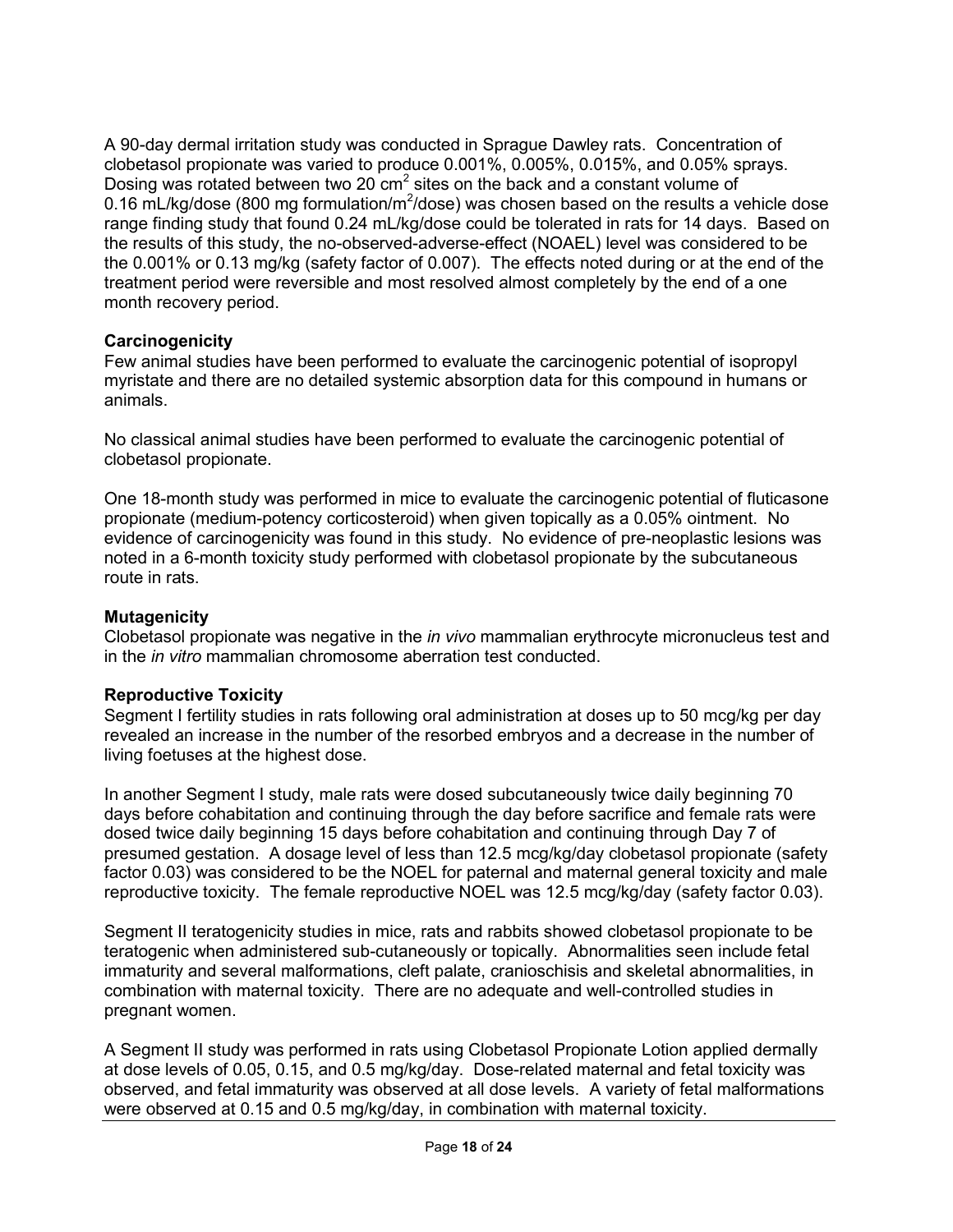A 90-day dermal irritation study was conducted in Sprague Dawley rats. Concentration of clobetasol propionate was varied to produce 0.001%, 0.005%, 0.015%, and 0.05% sprays. Dosing was rotated between two 20 $cm^2$ sites on the back and a constant volume of 0.16 mL/kg/dose (800 mg formulation/$m^2$/dose) was chosen based on the results a vehicle dose range finding study that found 0.24 mL/kg/dose could be tolerated in rats for 14 days. Based on the results of this study, the no-observed-adverse-effect (NOAEL) level was considered to be the 0.001% or 0.13 mg/kg (safety factor of 0.007). The effects noted during or at the end of the treatment period were reversible and most resolved almost completely by the end of a one month recovery period.

**Carcinogenicity**

Few animal studies have been performed to evaluate the carcinogenic potential of isopropyl myristate and there are no detailed systemic absorption data for this compound in humans or animals.

No classical animal studies have been performed to evaluate the carcinogenic potential of clobetasol propionate.

One 18-month study was performed in mice to evaluate the carcinogenic potential of fluticasone propionate (medium-potency corticosteroid) when given topically as a 0.05% ointment. No evidence of carcinogenicity was found in this study. No evidence of pre-neoplastic lesions was noted in a 6-month toxicity study performed with clobetasol propionate by the subcutaneous route in rats.

**Mutagenicity**

Clobetasol propionate was negative in the *in vivo* mammalian erythrocyte micronucleus test and in the *in vitro* mammalian chromosome aberration test conducted.

**Reproductive Toxicity**

Segment I fertility studies in rats following oral administration at doses up to 50 mcg/kg per day revealed an increase in the number of the resorbed embryos and a decrease in the number of living foetuses at the highest dose.

In another Segment I study, male rats were dosed subcutaneously twice daily beginning 70 days before cohabitation and continuing through the day before sacrifice and female rats were dosed twice daily beginning 15 days before cohabitation and continuing through Day 7 of presumed gestation. A dosage level of less than 12.5 mcg/kg/day clobetasol propionate (safety factor 0.03) was considered to be the NOEL for paternal and maternal general toxicity and male reproductive toxicity. The female reproductive NOEL was 12.5 mcg/kg/day (safety factor 0.03).

Segment II teratogenicity studies in mice, rats and rabbits showed clobetasol propionate to be teratogenic when administered sub-cutaneously or topically. Abnormalities seen include fetal immaturity and several malformations, cleft palate, cranioschisis and skeletal abnormalities, in combination with maternal toxicity. There are no adequate and well-controlled studies in pregnant women.

A Segment II study was performed in rats using Clobetasol Propionate Lotion applied dermally at dose levels of 0.05, 0.15, and 0.5 mg/kg/day. Dose-related maternal and fetal toxicity was observed, and fetal immaturity was observed at all dose levels. A variety of fetal malformations were observed at 0.15 and 0.5 mg/kg/day, in combination with maternal toxicity.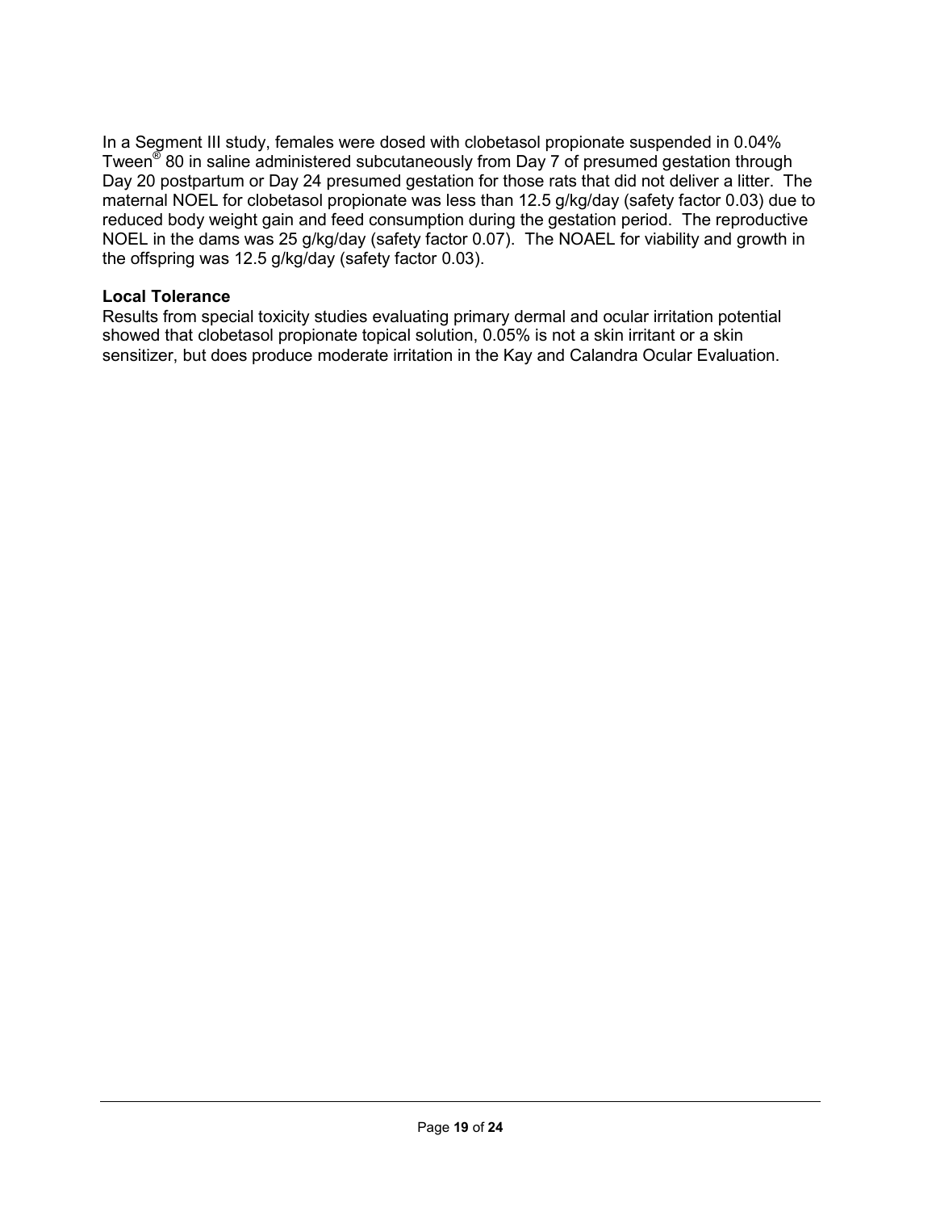In a Segment III study, females were dosed with clobetasol propionate suspended in 0.04% Tween® 80 in saline administered subcutaneously from Day 7 of presumed gestation through Day 20 postpartum or Day 24 presumed gestation for those rats that did not deliver a litter. The maternal NOEL for clobetasol propionate was less than 12.5 g/kg/day (safety factor 0.03) due to reduced body weight gain and feed consumption during the gestation period. The reproductive NOEL in the dams was 25 g/kg/day (safety factor 0.07). The NOAEL for viability and growth in the offspring was 12.5 g/kg/day (safety factor 0.03).

**Local Tolerance**

Results from special toxicity studies evaluating primary dermal and ocular irritation potential showed that clobetasol propionate topical solution, 0.05% is not a skin irritant or a skin sensitizer, but does produce moderate irritation in the Kay and Calandra Ocular Evaluation.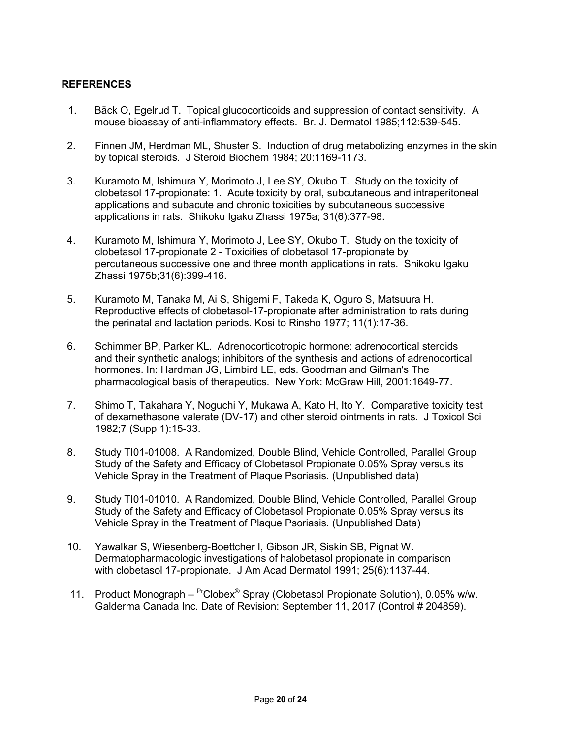## REFERENCES

1. Bäck O, Egelrud T. Topical glucocorticoids and suppression of contact sensitivity. A mouse bioassay of anti-inflammatory effects. Br. J. Dermatol 1985;112:539-545.

2. Finnen JM, Herdman ML, Shuster S. Induction of drug metabolizing enzymes in the skin by topical steroids. J Steroid Biochem 1984; 20:1169-1173.

3. Kuramoto M, Ishimura Y, Morimoto J, Lee SY, Okubo T. Study on the toxicity of clobetasol 17-propionate: 1. Acute toxicity by oral, subcutaneous and intraperitoneal applications and subacute and chronic toxicities by subcutaneous successive applications in rats. Shikoku Igaku Zhassi 1975a; 31(6):377-98.

4. Kuramoto M, Ishimura Y, Morimoto J, Lee SY, Okubo T. Study on the toxicity of clobetasol 17-propionate 2 - Toxicities of clobetasol 17-propionate by percutaneous successive one and three month applications in rats. Shikoku Igaku Zhassi 1975b;31(6):399-416.

5. Kuramoto M, Tanaka M, Ai S, Shigemi F, Takeda K, Oguro S, Matsuura H. Reproductive effects of clobetasol-17-propionate after administration to rats during the perinatal and lactation periods. Kosi to Rinsho 1977; 11(1):17-36.

6. Schimmer BP, Parker KL. Adrenocorticotropic hormone: adrenocortical steroids and their synthetic analogs; inhibitors of the synthesis and actions of adrenocortical hormones. In: Hardman JG, Limbird LE, eds. Goodman and Gilman's The pharmacological basis of therapeutics. New York: McGraw Hill, 2001:1649-77.

7. Shimo T, Takahara Y, Noguchi Y, Mukawa A, Kato H, Ito Y. Comparative toxicity test of dexamethasone valerate (DV-17) and other steroid ointments in rats. J Toxicol Sci 1982;7 (Supp 1):15-33.

8. Study TI01-01008. A Randomized, Double Blind, Vehicle Controlled, Parallel Group Study of the Safety and Efficacy of Clobetasol Propionate 0.05% Spray versus its Vehicle Spray in the Treatment of Plaque Psoriasis. (Unpublished data)

9. Study TI01-01010. A Randomized, Double Blind, Vehicle Controlled, Parallel Group Study of the Safety and Efficacy of Clobetasol Propionate 0.05% Spray versus its Vehicle Spray in the Treatment of Plaque Psoriasis. (Unpublished Data)

10. Yawalkar S, Wiesenberg-Boettcher I, Gibson JR, Siskin SB, Pignat W. Dermatopharmacologic investigations of halobetasol propionate in comparison with clobetasol 17-propionate. J Am Acad Dermatol 1991; 25(6):1137-44.

11. Product Monograph – PrClobex® Spray (Clobetasol Propionate Solution), 0.05% w/w. Galderma Canada Inc. Date of Revision: September 11, 2017 (Control # 204859).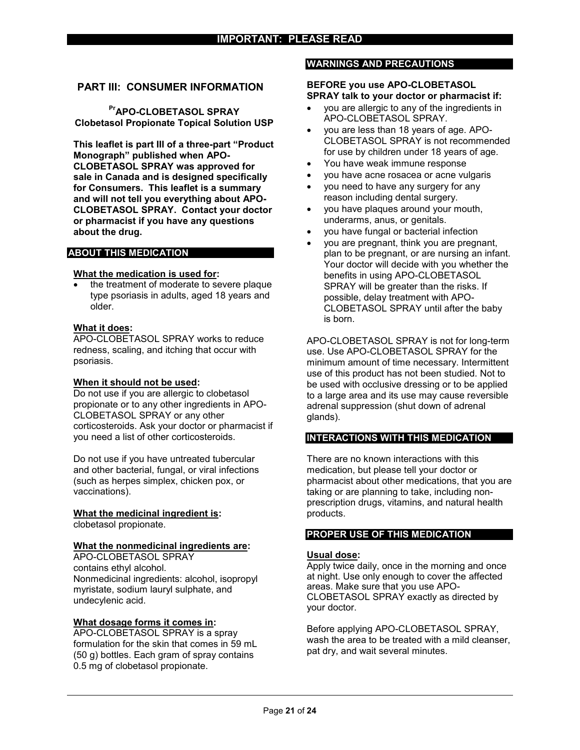**IMPORTANT: PLEASE READ**

## PART III: CONSUMER INFORMATION

**[Pr]APO-CLOBETASOL SPRAY**
**Clobetasol Propionate Topical Solution USP**

**This leaflet is part III of a three-part "Product Monograph" published when APO-CLOBETASOL SPRAY was approved for sale in Canada and is designed specifically for Consumers. This leaflet is a summary and will not tell you everything about APO-CLOBETASOL SPRAY. Contact your doctor or pharmacist if you have any questions about the drug.**

### ABOUT THIS MEDICATION

**What the medication is used for:**

- the treatment of moderate to severe plaque type psoriasis in adults, aged 18 years and older.

**What it does:**
APO-CLOBETASOL SPRAY works to reduce redness, scaling, and itching that occur with psoriasis.

**When it should not be used:**
Do not use if you are allergic to clobetasol propionate or to any other ingredients in APO-CLOBETASOL SPRAY or any other corticosteroids. Ask your doctor or pharmacist if you need a list of other corticosteroids.

Do not use if you have untreated tubercular and other bacterial, fungal, or viral infections (such as herpes simplex, chicken pox, or vaccinations).

**What the medicinal ingredient is:**
clobetasol propionate.

**What the nonmedicinal ingredients are:**
APO-CLOBETASOL SPRAY contains ethyl alcohol.
Nonmedicinal ingredients: alcohol, isopropyl myristate, sodium lauryl sulphate, and undecylenic acid.

**What dosage forms it comes in:**
APO-CLOBETASOL SPRAY is a spray formulation for the skin that comes in 59 mL (50 g) bottles. Each gram of spray contains 0.5 mg of clobetasol propionate.

### WARNINGS AND PRECAUTIONS

**BEFORE you use APO-CLOBETASOL SPRAY talk to your doctor or pharmacist if:**

- you are allergic to any of the ingredients in APO-CLOBETASOL SPRAY.
- you are less than 18 years of age. APO-CLOBETASOL SPRAY is not recommended for use by children under 18 years of age.
- You have weak immune response
- you have acne rosacea or acne vulgaris
- you need to have any surgery for any reason including dental surgery.
- you have plaques around your mouth, underarms, anus, or genitals.
- you have fungal or bacterial infection
- you are pregnant, think you are pregnant, plan to be pregnant, or are nursing an infant. Your doctor will decide with you whether the benefits in using APO-CLOBETASOL SPRAY will be greater than the risks. If possible, delay treatment with APO-CLOBETASOL SPRAY until after the baby is born.

APO-CLOBETASOL SPRAY is not for long-term use. Use APO-CLOBETASOL SPRAY for the minimum amount of time necessary. Intermittent use of this product has not been studied. Not to be used with occlusive dressing or to be applied to a large area and its use may cause reversible adrenal suppression (shut down of adrenal glands).

### INTERACTIONS WITH THIS MEDICATION

There are no known interactions with this medication, but please tell your doctor or pharmacist about other medications, that you are taking or are planning to take, including non-prescription drugs, vitamins, and natural health products.

### PROPER USE OF THIS MEDICATION

**Usual dose:**
Apply twice daily, once in the morning and once at night. Use only enough to cover the affected areas. Make sure that you use APO-CLOBETASOL SPRAY exactly as directed by your doctor.

Before applying APO-CLOBETASOL SPRAY, wash the area to be treated with a mild cleanser, pat dry, and wait several minutes.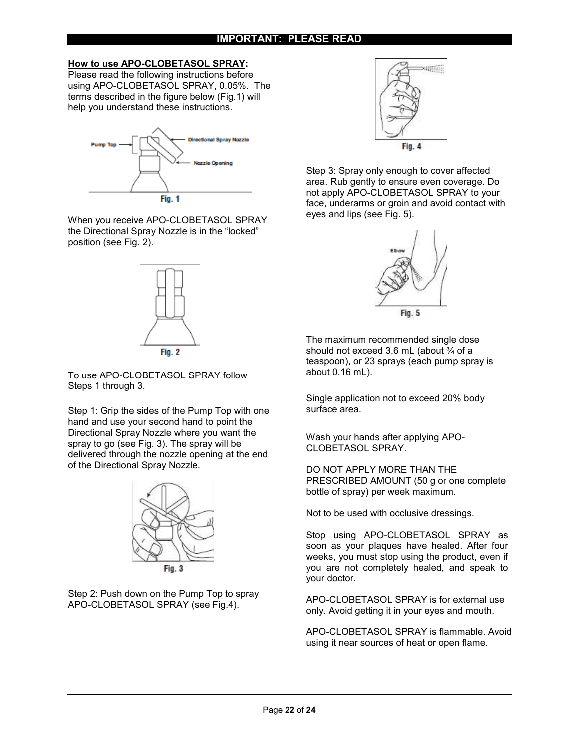## IMPORTANT: PLEASE READ

**How to use APO-CLOBETASOL SPRAY:**
Please read the following instructions before using APO-CLOBETASOL SPRAY, 0.05%. The terms described in the figure below (Fig.1) will help you understand these instructions.

Pump Top — Directional Spray Nozzle — Nozzle Opening

Fig. 1

When you receive APO-CLOBETASOL SPRAY the Directional Spray Nozzle is in the "locked" position (see Fig. 2).

Fig. 2

To use APO-CLOBETASOL SPRAY follow Steps 1 through 3.

Step 1: Grip the sides of the Pump Top with one hand and use your second hand to point the Directional Spray Nozzle where you want the spray to go (see Fig. 3). The spray will be delivered through the nozzle opening at the end of the Directional Spray Nozzle.

Fig. 3

Step 2: Push down on the Pump Top to spray APO-CLOBETASOL SPRAY (see Fig.4).

Fig. 4

Step 3: Spray only enough to cover affected area. Rub gently to ensure even coverage. Do not apply APO-CLOBETASOL SPRAY to your face, underarms or groin and avoid contact with eyes and lips (see Fig. 5).

Elbow

Fig. 5

The maximum recommended single dose should not exceed 3.6 mL (about ¾ of a teaspoon), or 23 sprays (each pump spray is about 0.16 mL).

Single application not to exceed 20% body surface area.

Wash your hands after applying APO-CLOBETASOL SPRAY.

DO NOT APPLY MORE THAN THE PRESCRIBED AMOUNT (50 g or one complete bottle of spray) per week maximum.

Not to be used with occlusive dressings.

Stop using APO-CLOBETASOL SPRAY as soon as your plaques have healed. After four weeks, you must stop using the product, even if you are not completely healed, and speak to your doctor.

APO-CLOBETASOL SPRAY is for external use only. Avoid getting it in your eyes and mouth.

APO-CLOBETASOL SPRAY is flammable. Avoid using it near sources of heat or open flame.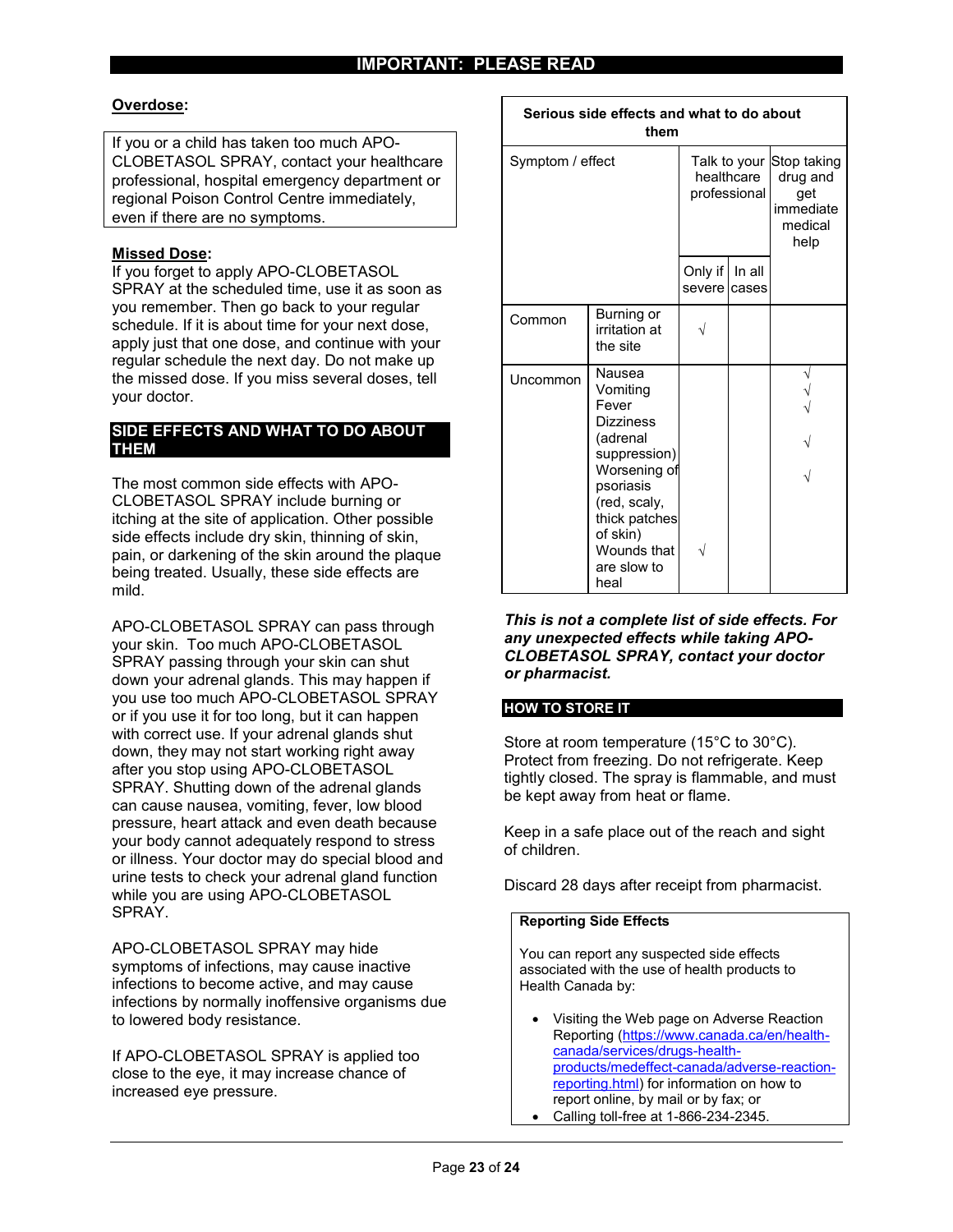## IMPORTANT: PLEASE READ

**Overdose:**

If you or a child has taken too much APO-CLOBETASOL SPRAY, contact your healthcare professional, hospital emergency department or regional Poison Control Centre immediately, even if there are no symptoms.

**Missed Dose:**
If you forget to apply APO-CLOBETASOL SPRAY at the scheduled time, use it as soon as you remember. Then go back to your regular schedule. If it is about time for your next dose, apply just that one dose, and continue with your regular schedule the next day. Do not make up the missed dose. If you miss several doses, tell your doctor.

## SIDE EFFECTS AND WHAT TO DO ABOUT THEM

The most common side effects with APO-CLOBETASOL SPRAY include burning or itching at the site of application. Other possible side effects include dry skin, thinning of skin, pain, or darkening of the skin around the plaque being treated. Usually, these side effects are mild.

APO-CLOBETASOL SPRAY can pass through your skin. Too much APO-CLOBETASOL SPRAY passing through your skin can shut down your adrenal glands. This may happen if you use too much APO-CLOBETASOL SPRAY or if you use it for too long, but it can happen with correct use. If your adrenal glands shut down, they may not start working right away after you stop using APO-CLOBETASOL SPRAY. Shutting down of the adrenal glands can cause nausea, vomiting, fever, low blood pressure, heart attack and even death because your body cannot adequately respond to stress or illness. Your doctor may do special blood and urine tests to check your adrenal gland function while you are using APO-CLOBETASOL SPRAY.

APO-CLOBETASOL SPRAY may hide symptoms of infections, may cause inactive infections to become active, and may cause infections by normally inoffensive organisms due to lowered body resistance.

If APO-CLOBETASOL SPRAY is applied too close to the eye, it may increase chance of increased eye pressure.

**Serious side effects and what to do about them**

| Symptom / effect | | Talk to your healthcare professional | | Stop taking drug and get immediate medical help |
|---|---|---|---|---|
| | | Only if severe | In all cases | |
| Common | Burning or irritation at the site | √ | | |
| Uncommon | Nausea | | | √ |
| | Vomiting | | | √ |
| | Fever | | | √ |
| | Dizziness (adrenal suppression) | | | √ |
| | Worsening of psoriasis (red, scaly, thick patches of skin) | | | √ |
| | Wounds that are slow to heal | √ | | |

***This is not a complete list of side effects. For any unexpected effects while taking APO-CLOBETASOL SPRAY, contact your doctor or pharmacist.***

## HOW TO STORE IT

Store at room temperature (15°C to 30°C). Protect from freezing. Do not refrigerate. Keep tightly closed. The spray is flammable, and must be kept away from heat or flame.

Keep in a safe place out of the reach and sight of children.

Discard 28 days after receipt from pharmacist.

**Reporting Side Effects**

You can report any suspected side effects associated with the use of health products to Health Canada by:

- Visiting the Web page on Adverse Reaction Reporting (https://www.canada.ca/en/health-canada/services/drugs-health-products/medeffect-canada/adverse-reaction-reporting.html) for information on how to report online, by mail or by fax; or
- Calling toll-free at 1-866-234-2345.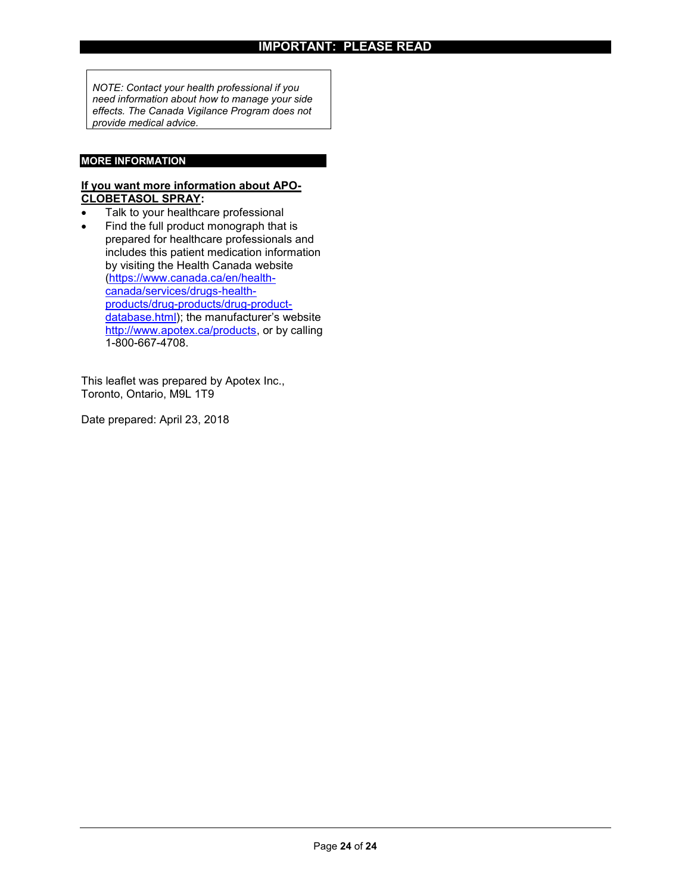> *NOTE: Contact your health professional if you need information about how to manage your side effects. The Canada Vigilance Program does not provide medical advice.*

## MORE INFORMATION

**If you want more information about APO-CLOBETASOL SPRAY:**

- Talk to your healthcare professional
- Find the full product monograph that is prepared for healthcare professionals and includes this patient medication information by visiting the Health Canada website (https://www.canada.ca/en/health-canada/services/drugs-health-products/drug-products/drug-product-database.html); the manufacturer's website http://www.apotex.ca/products, or by calling 1-800-667-4708.

This leaflet was prepared by Apotex Inc., Toronto, Ontario, M9L 1T9

Date prepared: April 23, 2018